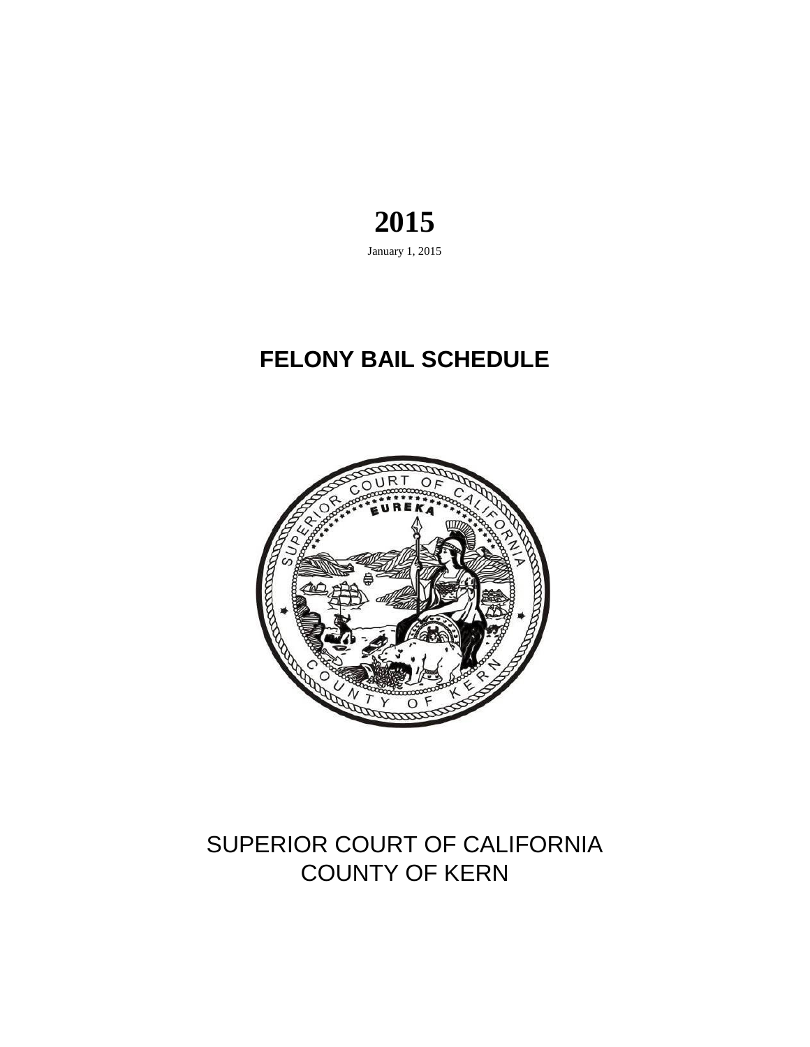# 2015

January 1, 2015

# FELONY BAIL SCHEDULE

SUPERIOR COURT OF CALIFORNIA
COUNTY OF KERN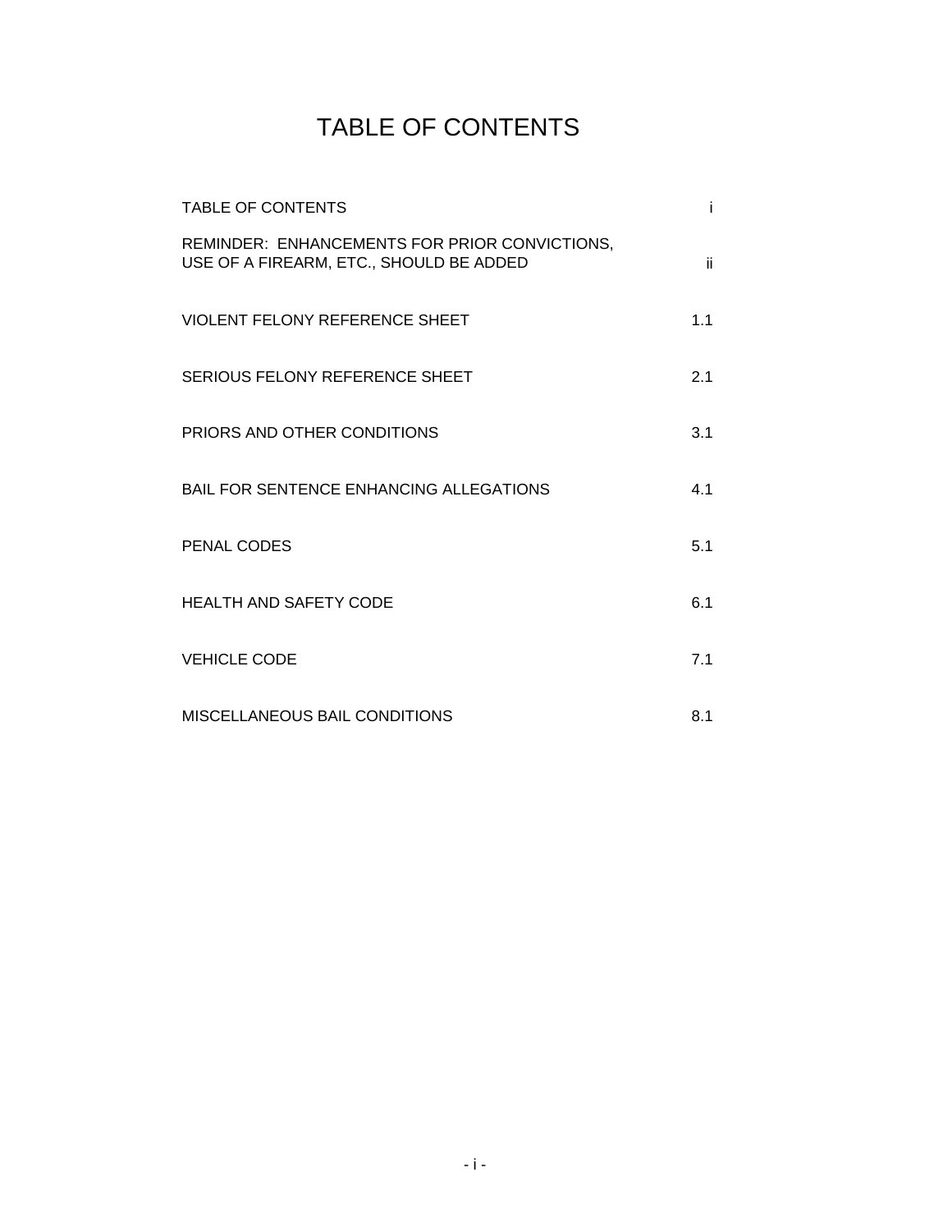# TABLE OF CONTENTS

| | |
|---|---|
| TABLE OF CONTENTS | i |
| REMINDER: ENHANCEMENTS FOR PRIOR CONVICTIONS, USE OF A FIREARM, ETC., SHOULD BE ADDED | ii |
| VIOLENT FELONY REFERENCE SHEET | 1.1 |
| SERIOUS FELONY REFERENCE SHEET | 2.1 |
| PRIORS AND OTHER CONDITIONS | 3.1 |
| BAIL FOR SENTENCE ENHANCING ALLEGATIONS | 4.1 |
| PENAL CODES | 5.1 |
| HEALTH AND SAFETY CODE | 6.1 |
| VEHICLE CODE | 7.1 |
| MISCELLANEOUS BAIL CONDITIONS | 8.1 |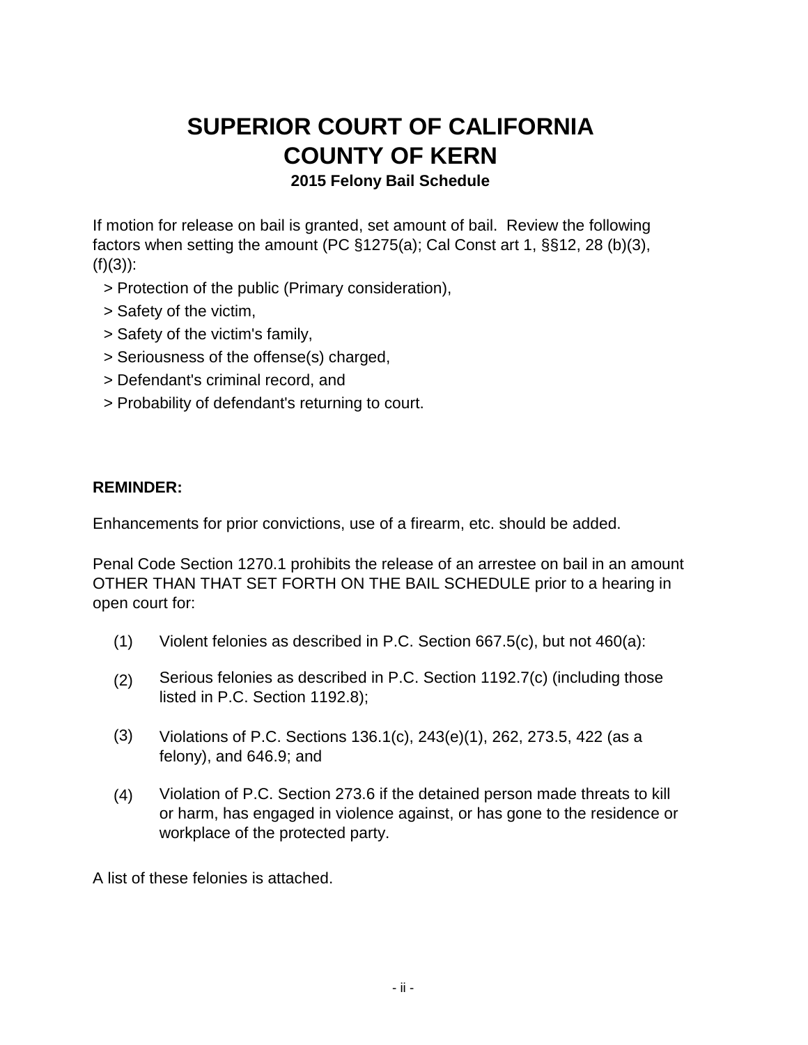# SUPERIOR COURT OF CALIFORNIA
# COUNTY OF KERN

### 2015 Felony Bail Schedule

If motion for release on bail is granted, set amount of bail. Review the following factors when setting the amount (PC §1275(a); Cal Const art 1, §§12, 28 (b)(3), (f)(3)):

> Protection of the public (Primary consideration),
> Safety of the victim,
> Safety of the victim's family,
> Seriousness of the offense(s) charged,
> Defendant's criminal record, and
> Probability of defendant's returning to court.

**REMINDER:**

Enhancements for prior convictions, use of a firearm, etc. should be added.

Penal Code Section 1270.1 prohibits the release of an arrestee on bail in an amount OTHER THAN THAT SET FORTH ON THE BAIL SCHEDULE prior to a hearing in open court for:

(1) Violent felonies as described in P.C. Section 667.5(c), but not 460(a):

(2) Serious felonies as described in P.C. Section 1192.7(c) (including those listed in P.C. Section 1192.8);

(3) Violations of P.C. Sections 136.1(c), 243(e)(1), 262, 273.5, 422 (as a felony), and 646.9; and

(4) Violation of P.C. Section 273.6 if the detained person made threats to kill or harm, has engaged in violence against, or has gone to the residence or workplace of the protected party.

A list of these felonies is attached.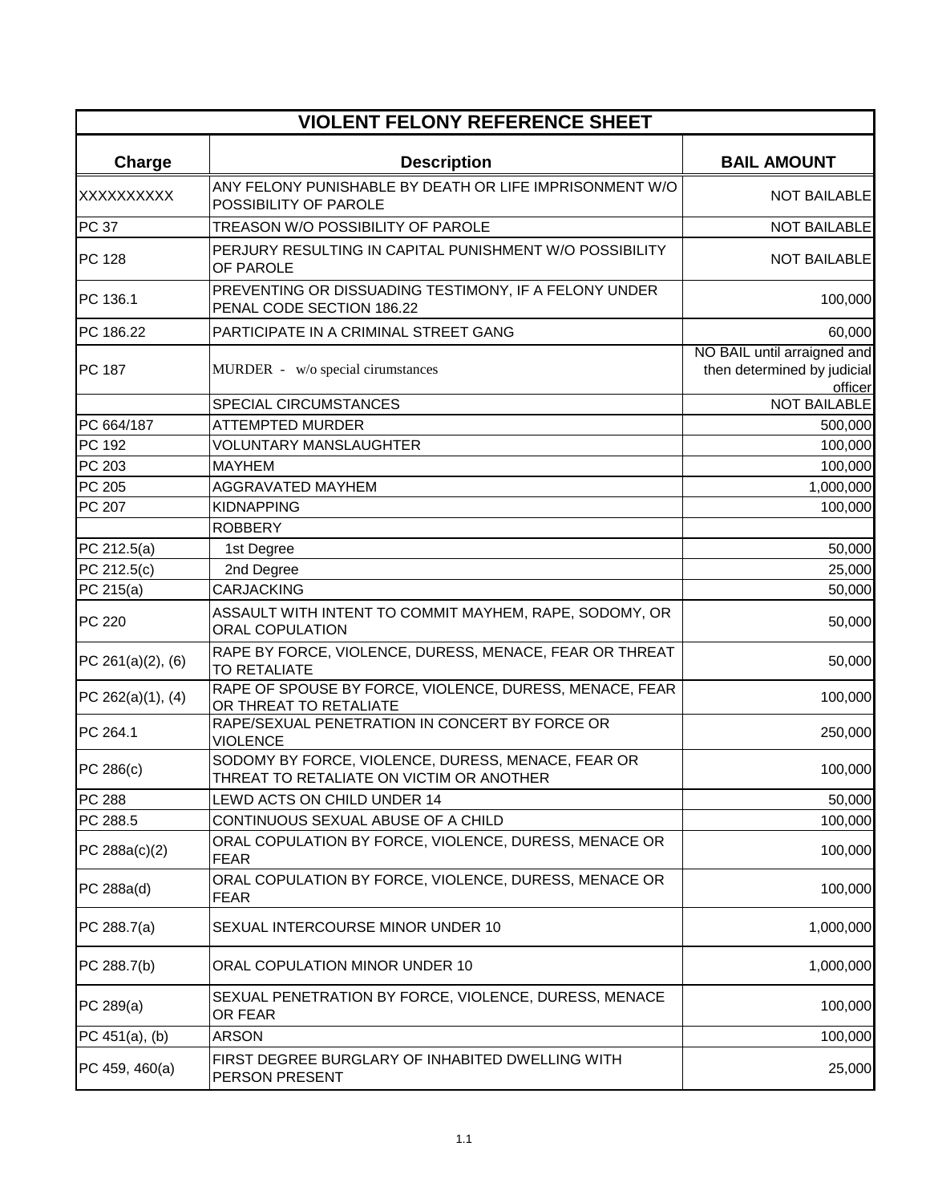| VIOLENT FELONY REFERENCE SHEET | | |
|---|---|---|
| **Charge** | **Description** | **BAIL AMOUNT** |
| XXXXXXXXXX | ANY FELONY PUNISHABLE BY DEATH OR LIFE IMPRISONMENT W/O POSSIBILITY OF PAROLE | NOT BAILABLE |
| PC 37 | TREASON W/O POSSIBILITY OF PAROLE | NOT BAILABLE |
| PC 128 | PERJURY RESULTING IN CAPITAL PUNISHMENT W/O POSSIBILITY OF PAROLE | NOT BAILABLE |
| PC 136.1 | PREVENTING OR DISSUADING TESTIMONY, IF A FELONY UNDER PENAL CODE SECTION 186.22 | 100,000 |
| PC 186.22 | PARTICIPATE IN A CRIMINAL STREET GANG | 60,000 |
| PC 187 | MURDER - w/o special cirumstances | NO BAIL until arraigned and then determined by judicial officer |
| | SPECIAL CIRCUMSTANCES | NOT BAILABLE |
| PC 664/187 | ATTEMPTED MURDER | 500,000 |
| PC 192 | VOLUNTARY MANSLAUGHTER | 100,000 |
| PC 203 | MAYHEM | 100,000 |
| PC 205 | AGGRAVATED MAYHEM | 1,000,000 |
| PC 207 | KIDNAPPING | 100,000 |
| | ROBBERY | |
| PC 212.5(a) | 1st Degree | 50,000 |
| PC 212.5(c) | 2nd Degree | 25,000 |
| PC 215(a) | CARJACKING | 50,000 |
| PC 220 | ASSAULT WITH INTENT TO COMMIT MAYHEM, RAPE, SODOMY, OR ORAL COPULATION | 50,000 |
| PC 261(a)(2), (6) | RAPE BY FORCE, VIOLENCE, DURESS, MENACE, FEAR OR THREAT TO RETALIATE | 50,000 |
| PC 262(a)(1), (4) | RAPE OF SPOUSE BY FORCE, VIOLENCE, DURESS, MENACE, FEAR OR THREAT TO RETALIATE | 100,000 |
| PC 264.1 | RAPE/SEXUAL PENETRATION IN CONCERT BY FORCE OR VIOLENCE | 250,000 |
| PC 286(c) | SODOMY BY FORCE, VIOLENCE, DURESS, MENACE, FEAR OR THREAT TO RETALIATE ON VICTIM OR ANOTHER | 100,000 |
| PC 288 | LEWD ACTS ON CHILD UNDER 14 | 50,000 |
| PC 288.5 | CONTINUOUS SEXUAL ABUSE OF A CHILD | 100,000 |
| PC 288a(c)(2) | ORAL COPULATION BY FORCE, VIOLENCE, DURESS, MENACE OR FEAR | 100,000 |
| PC 288a(d) | ORAL COPULATION BY FORCE, VIOLENCE, DURESS, MENACE OR FEAR | 100,000 |
| PC 288.7(a) | SEXUAL INTERCOURSE MINOR UNDER 10 | 1,000,000 |
| PC 288.7(b) | ORAL COPULATION MINOR UNDER 10 | 1,000,000 |
| PC 289(a) | SEXUAL PENETRATION BY FORCE, VIOLENCE, DURESS, MENACE OR FEAR | 100,000 |
| PC 451(a), (b) | ARSON | 100,000 |
| PC 459, 460(a) | FIRST DEGREE BURGLARY OF INHABITED DWELLING WITH PERSON PRESENT | 25,000 |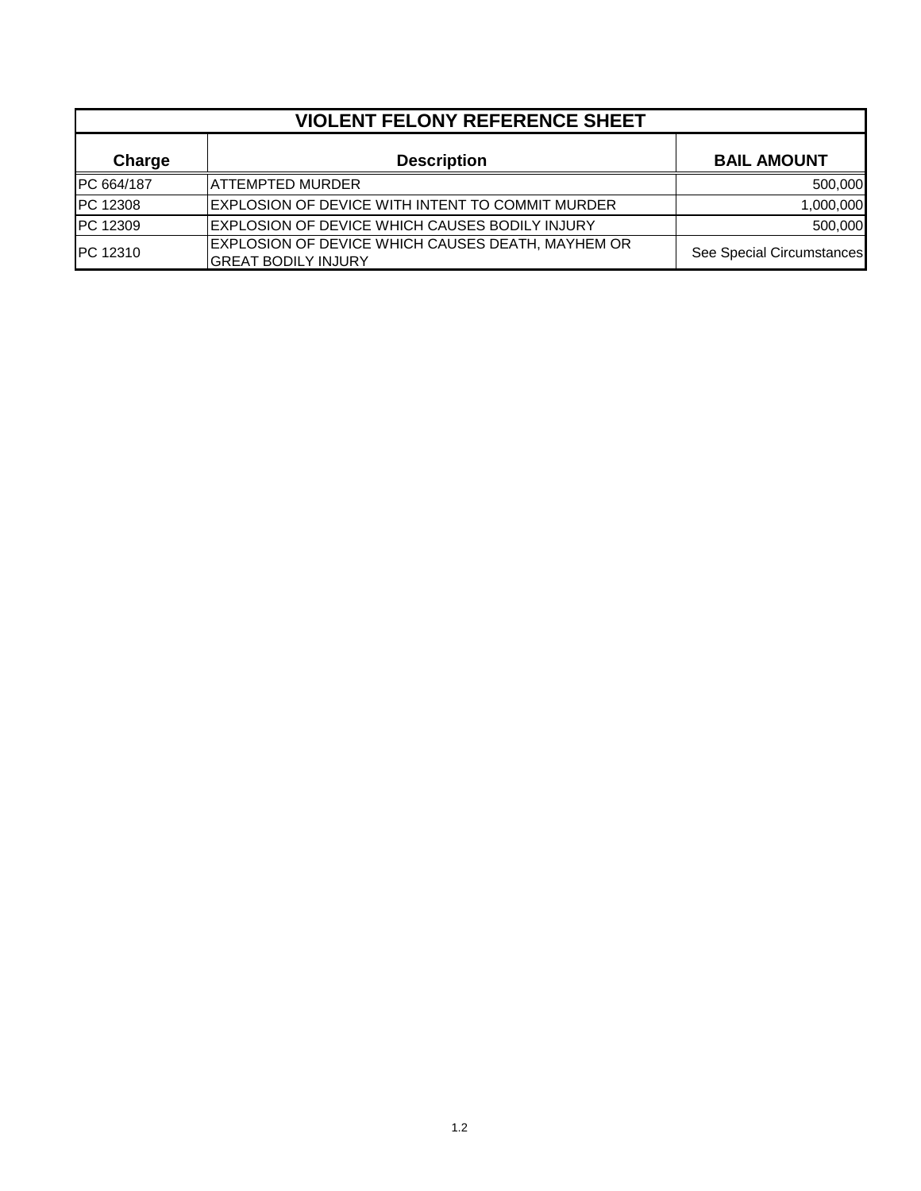| VIOLENT FELONY REFERENCE SHEET | | |
| --- | --- | --- |
| **Charge** | **Description** | **BAIL AMOUNT** |
| PC 664/187 | ATTEMPTED MURDER | 500,000 |
| PC 12308 | EXPLOSION OF DEVICE WITH INTENT TO COMMIT MURDER | 1,000,000 |
| PC 12309 | EXPLOSION OF DEVICE WHICH CAUSES BODILY INJURY | 500,000 |
| PC 12310 | EXPLOSION OF DEVICE WHICH CAUSES DEATH, MAYHEM OR GREAT BODILY INJURY | See Special Circumstances |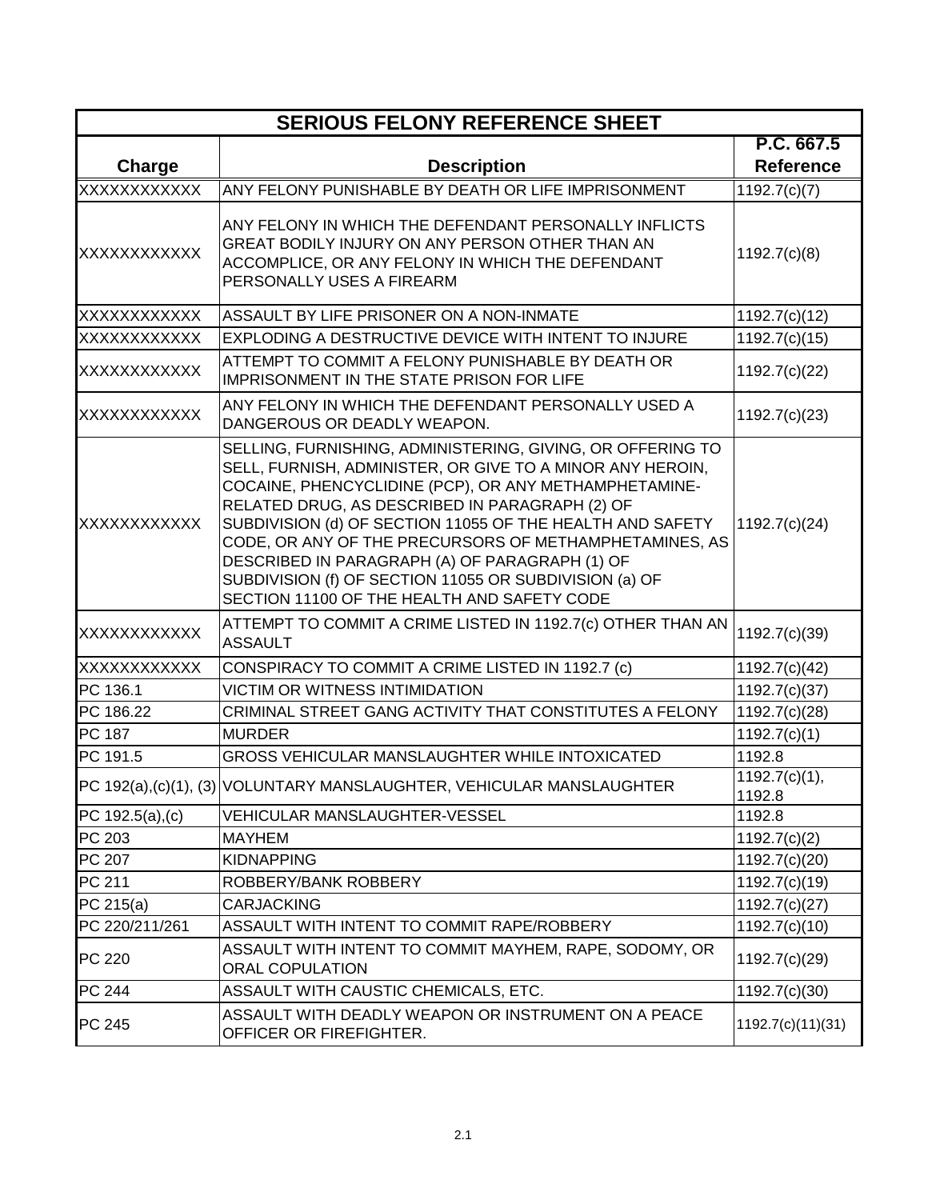# SERIOUS FELONY REFERENCE SHEET

| Charge | Description | P.C. 667.5 Reference |
|---|---|---|
| XXXXXXXXXXX | ANY FELONY PUNISHABLE BY DEATH OR LIFE IMPRISONMENT | 1192.7(c)(7) |
| XXXXXXXXXXX | ANY FELONY IN WHICH THE DEFENDANT PERSONALLY INFLICTS GREAT BODILY INJURY ON ANY PERSON OTHER THAN AN ACCOMPLICE, OR ANY FELONY IN WHICH THE DEFENDANT PERSONALLY USES A FIREARM | 1192.7(c)(8) |
| XXXXXXXXXXX | ASSAULT BY LIFE PRISONER ON A NON-INMATE | 1192.7(c)(12) |
| XXXXXXXXXXX | EXPLODING A DESTRUCTIVE DEVICE WITH INTENT TO INJURE | 1192.7(c)(15) |
| XXXXXXXXXXX | ATTEMPT TO COMMIT A FELONY PUNISHABLE BY DEATH OR IMPRISONMENT IN THE STATE PRISON FOR LIFE | 1192.7(c)(22) |
| XXXXXXXXXXX | ANY FELONY IN WHICH THE DEFENDANT PERSONALLY USED A DANGEROUS OR DEADLY WEAPON. | 1192.7(c)(23) |
| XXXXXXXXXXX | SELLING, FURNISHING, ADMINISTERING, GIVING, OR OFFERING TO SELL, FURNISH, ADMINISTER, OR GIVE TO A MINOR ANY HEROIN, COCAINE, PHENCYCLIDINE (PCP), OR ANY METHAMPHETAMINE-RELATED DRUG, AS DESCRIBED IN PARAGRAPH (2) OF SUBDIVISION (d) OF SECTION 11055 OF THE HEALTH AND SAFETY CODE, OR ANY OF THE PRECURSORS OF METHAMPHETAMINES, AS DESCRIBED IN PARAGRAPH (A) OF PARAGRAPH (1) OF SUBDIVISION (f) OF SECTION 11055 OR SUBDIVISION (a) OF SECTION 11100 OF THE HEALTH AND SAFETY CODE | 1192.7(c)(24) |
| XXXXXXXXXXX | ATTEMPT TO COMMIT A CRIME LISTED IN 1192.7(c) OTHER THAN AN ASSAULT | 1192.7(c)(39) |
| XXXXXXXXXXX | CONSPIRACY TO COMMIT A CRIME LISTED IN 1192.7 (c) | 1192.7(c)(42) |
| PC 136.1 | VICTIM OR WITNESS INTIMIDATION | 1192.7(c)(37) |
| PC 186.22 | CRIMINAL STREET GANG ACTIVITY THAT CONSTITUTES A FELONY | 1192.7(c)(28) |
| PC 187 | MURDER | 1192.7(c)(1) |
| PC 191.5 | GROSS VEHICULAR MANSLAUGHTER WHILE INTOXICATED | 1192.8 |
| PC 192(a),(c)(1), (3) | VOLUNTARY MANSLAUGHTER, VEHICULAR MANSLAUGHTER | 1192.7(c)(1), 1192.8 |
| PC 192.5(a),(c) | VEHICULAR MANSLAUGHTER-VESSEL | 1192.8 |
| PC 203 | MAYHEM | 1192.7(c)(2) |
| PC 207 | KIDNAPPING | 1192.7(c)(20) |
| PC 211 | ROBBERY/BANK ROBBERY | 1192.7(c)(19) |
| PC 215(a) | CARJACKING | 1192.7(c)(27) |
| PC 220/211/261 | ASSAULT WITH INTENT TO COMMIT RAPE/ROBBERY | 1192.7(c)(10) |
| PC 220 | ASSAULT WITH INTENT TO COMMIT MAYHEM, RAPE, SODOMY, OR ORAL COPULATION | 1192.7(c)(29) |
| PC 244 | ASSAULT WITH CAUSTIC CHEMICALS, ETC. | 1192.7(c)(30) |
| PC 245 | ASSAULT WITH DEADLY WEAPON OR INSTRUMENT ON A PEACE OFFICER OR FIREFIGHTER. | 1192.7(c)(11)(31) |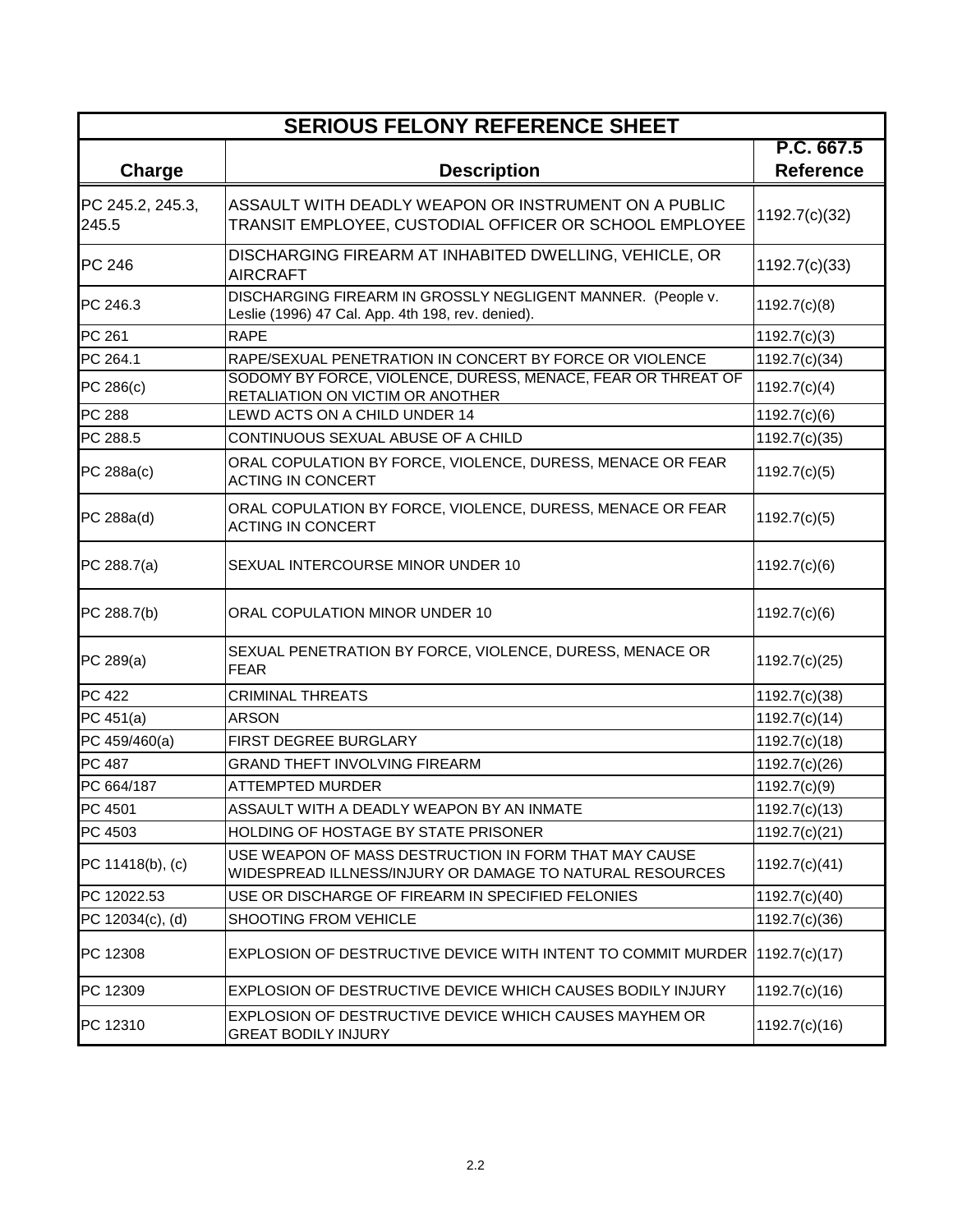## SERIOUS FELONY REFERENCE SHEET

| Charge | Description | P.C. 667.5 Reference |
| --- | --- | --- |
| PC 245.2, 245.3, 245.5 | ASSAULT WITH DEADLY WEAPON OR INSTRUMENT ON A PUBLIC TRANSIT EMPLOYEE, CUSTODIAL OFFICER OR SCHOOL EMPLOYEE | 1192.7(c)(32) |
| PC 246 | DISCHARGING FIREARM AT INHABITED DWELLING, VEHICLE, OR AIRCRAFT | 1192.7(c)(33) |
| PC 246.3 | DISCHARGING FIREARM IN GROSSLY NEGLIGENT MANNER. (People v. Leslie (1996) 47 Cal. App. 4th 198, rev. denied). | 1192.7(c)(8) |
| PC 261 | RAPE | 1192.7(c)(3) |
| PC 264.1 | RAPE/SEXUAL PENETRATION IN CONCERT BY FORCE OR VIOLENCE | 1192.7(c)(34) |
| PC 286(c) | SODOMY BY FORCE, VIOLENCE, DURESS, MENACE, FEAR OR THREAT OF RETALIATION ON VICTIM OR ANOTHER | 1192.7(c)(4) |
| PC 288 | LEWD ACTS ON A CHILD UNDER 14 | 1192.7(c)(6) |
| PC 288.5 | CONTINUOUS SEXUAL ABUSE OF A CHILD | 1192.7(c)(35) |
| PC 288a(c) | ORAL COPULATION BY FORCE, VIOLENCE, DURESS, MENACE OR FEAR ACTING IN CONCERT | 1192.7(c)(5) |
| PC 288a(d) | ORAL COPULATION BY FORCE, VIOLENCE, DURESS, MENACE OR FEAR ACTING IN CONCERT | 1192.7(c)(5) |
| PC 288.7(a) | SEXUAL INTERCOURSE MINOR UNDER 10 | 1192.7(c)(6) |
| PC 288.7(b) | ORAL COPULATION MINOR UNDER 10 | 1192.7(c)(6) |
| PC 289(a) | SEXUAL PENETRATION BY FORCE, VIOLENCE, DURESS, MENACE OR FEAR | 1192.7(c)(25) |
| PC 422 | CRIMINAL THREATS | 1192.7(c)(38) |
| PC 451(a) | ARSON | 1192.7(c)(14) |
| PC 459/460(a) | FIRST DEGREE BURGLARY | 1192.7(c)(18) |
| PC 487 | GRAND THEFT INVOLVING FIREARM | 1192.7(c)(26) |
| PC 664/187 | ATTEMPTED MURDER | 1192.7(c)(9) |
| PC 4501 | ASSAULT WITH A DEADLY WEAPON BY AN INMATE | 1192.7(c)(13) |
| PC 4503 | HOLDING OF HOSTAGE BY STATE PRISONER | 1192.7(c)(21) |
| PC 11418(b), (c) | USE WEAPON OF MASS DESTRUCTION IN FORM THAT MAY CAUSE WIDESPREAD ILLNESS/INJURY OR DAMAGE TO NATURAL RESOURCES | 1192.7(c)(41) |
| PC 12022.53 | USE OR DISCHARGE OF FIREARM IN SPECIFIED FELONIES | 1192.7(c)(40) |
| PC 12034(c), (d) | SHOOTING FROM VEHICLE | 1192.7(c)(36) |
| PC 12308 | EXPLOSION OF DESTRUCTIVE DEVICE WITH INTENT TO COMMIT MURDER | 1192.7(c)(17) |
| PC 12309 | EXPLOSION OF DESTRUCTIVE DEVICE WHICH CAUSES BODILY INJURY | 1192.7(c)(16) |
| PC 12310 | EXPLOSION OF DESTRUCTIVE DEVICE WHICH CAUSES MAYHEM OR GREAT BODILY INJURY | 1192.7(c)(16) |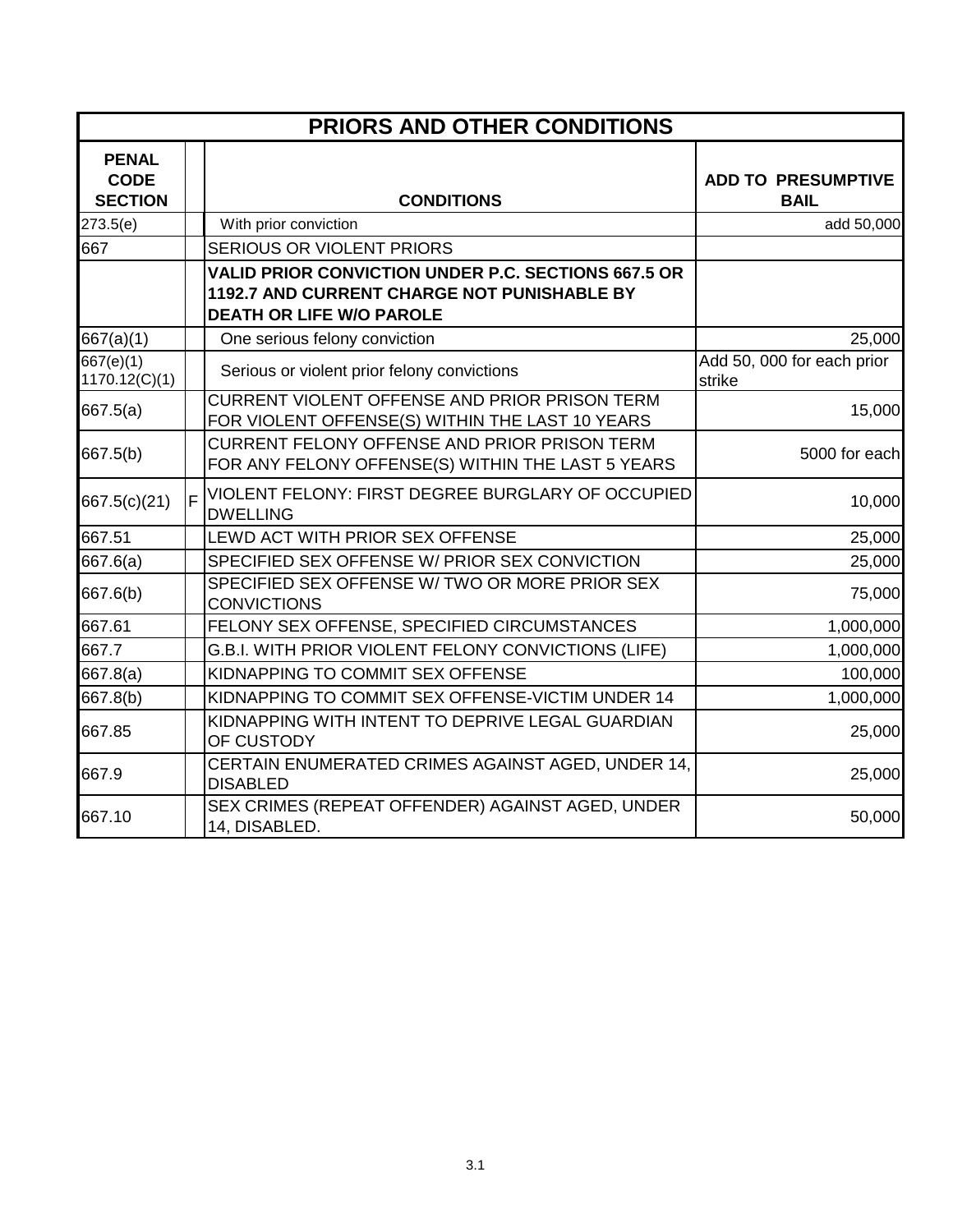| PRIORS AND OTHER CONDITIONS | | | |
|---|---|---|---|
| **PENAL CODE SECTION** | | **CONDITIONS** | **ADD TO PRESUMPTIVE BAIL** |
| 273.5(e) | | With prior conviction | add 50,000 |
| 667 | | SERIOUS OR VIOLENT PRIORS | |
| | | **VALID PRIOR CONVICTION UNDER P.C. SECTIONS 667.5 OR 1192.7 AND CURRENT CHARGE NOT PUNISHABLE BY DEATH OR LIFE W/O PAROLE** | |
| 667(a)(1) | | One serious felony conviction | 25,000 |
| 667(e)(1) 1170.12(C)(1) | | Serious or violent prior felony convictions | Add 50, 000 for each prior strike |
| 667.5(a) | | CURRENT VIOLENT OFFENSE AND PRIOR PRISON TERM FOR VIOLENT OFFENSE(S) WITHIN THE LAST 10 YEARS | 15,000 |
| 667.5(b) | | CURRENT FELONY OFFENSE AND PRIOR PRISON TERM FOR ANY FELONY OFFENSE(S) WITHIN THE LAST 5 YEARS | 5000 for each |
| 667.5(c)(21) | F | VIOLENT FELONY: FIRST DEGREE BURGLARY OF OCCUPIED DWELLING | 10,000 |
| 667.51 | | LEWD ACT WITH PRIOR SEX OFFENSE | 25,000 |
| 667.6(a) | | SPECIFIED SEX OFFENSE W/ PRIOR SEX CONVICTION | 25,000 |
| 667.6(b) | | SPECIFIED SEX OFFENSE W/ TWO OR MORE PRIOR SEX CONVICTIONS | 75,000 |
| 667.61 | | FELONY SEX OFFENSE, SPECIFIED CIRCUMSTANCES | 1,000,000 |
| 667.7 | | G.B.I. WITH PRIOR VIOLENT FELONY CONVICTIONS (LIFE) | 1,000,000 |
| 667.8(a) | | KIDNAPPING TO COMMIT SEX OFFENSE | 100,000 |
| 667.8(b) | | KIDNAPPING TO COMMIT SEX OFFENSE-VICTIM UNDER 14 | 1,000,000 |
| 667.85 | | KIDNAPPING WITH INTENT TO DEPRIVE LEGAL GUARDIAN OF CUSTODY | 25,000 |
| 667.9 | | CERTAIN ENUMERATED CRIMES AGAINST AGED, UNDER 14, DISABLED | 25,000 |
| 667.10 | | SEX CRIMES (REPEAT OFFENDER) AGAINST AGED, UNDER 14, DISABLED. | 50,000 |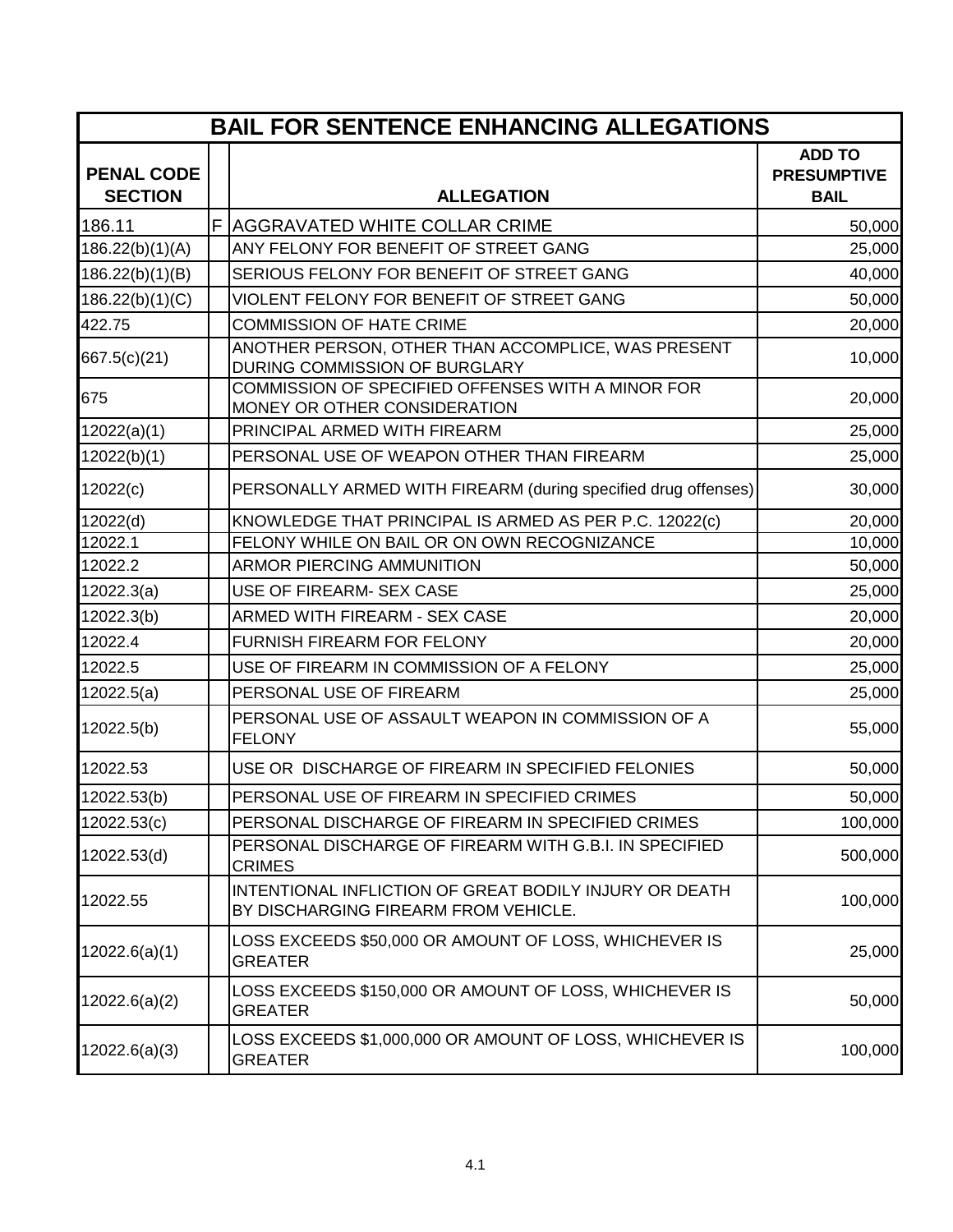| BAIL FOR SENTENCE ENHANCING ALLEGATIONS | | | |
|---|---|---|---|
| **PENAL CODE SECTION** | | **ALLEGATION** | **ADD TO PRESUMPTIVE BAIL** |
| 186.11 | F | AGGRAVATED WHITE COLLAR CRIME | 50,000 |
| 186.22(b)(1)(A) | | ANY FELONY FOR BENEFIT OF STREET GANG | 25,000 |
| 186.22(b)(1)(B) | | SERIOUS FELONY FOR BENEFIT OF STREET GANG | 40,000 |
| 186.22(b)(1)(C) | | VIOLENT FELONY FOR BENEFIT OF STREET GANG | 50,000 |
| 422.75 | | COMMISSION OF HATE CRIME | 20,000 |
| 667.5(c)(21) | | ANOTHER PERSON, OTHER THAN ACCOMPLICE, WAS PRESENT DURING COMMISSION OF BURGLARY | 10,000 |
| 675 | | COMMISSION OF SPECIFIED OFFENSES WITH A MINOR FOR MONEY OR OTHER CONSIDERATION | 20,000 |
| 12022(a)(1) | | PRINCIPAL ARMED WITH FIREARM | 25,000 |
| 12022(b)(1) | | PERSONAL USE OF WEAPON OTHER THAN FIREARM | 25,000 |
| 12022(c) | | PERSONALLY ARMED WITH FIREARM (during specified drug offenses) | 30,000 |
| 12022(d) | | KNOWLEDGE THAT PRINCIPAL IS ARMED AS PER P.C. 12022(c) | 20,000 |
| 12022.1 | | FELONY WHILE ON BAIL OR ON OWN RECOGNIZANCE | 10,000 |
| 12022.2 | | ARMOR PIERCING AMMUNITION | 50,000 |
| 12022.3(a) | | USE OF FIREARM- SEX CASE | 25,000 |
| 12022.3(b) | | ARMED WITH FIREARM - SEX CASE | 20,000 |
| 12022.4 | | FURNISH FIREARM FOR FELONY | 20,000 |
| 12022.5 | | USE OF FIREARM IN COMMISSION OF A FELONY | 25,000 |
| 12022.5(a) | | PERSONAL USE OF FIREARM | 25,000 |
| 12022.5(b) | | PERSONAL USE OF ASSAULT WEAPON IN COMMISSION OF A FELONY | 55,000 |
| 12022.53 | | USE OR DISCHARGE OF FIREARM IN SPECIFIED FELONIES | 50,000 |
| 12022.53(b) | | PERSONAL USE OF FIREARM IN SPECIFIED CRIMES | 50,000 |
| 12022.53(c) | | PERSONAL DISCHARGE OF FIREARM IN SPECIFIED CRIMES | 100,000 |
| 12022.53(d) | | PERSONAL DISCHARGE OF FIREARM WITH G.B.I. IN SPECIFIED CRIMES | 500,000 |
| 12022.55 | | INTENTIONAL INFLICTION OF GREAT BODILY INJURY OR DEATH BY DISCHARGING FIREARM FROM VEHICLE. | 100,000 |
| 12022.6(a)(1) | | LOSS EXCEEDS $50,000 OR AMOUNT OF LOSS, WHICHEVER IS GREATER | 25,000 |
| 12022.6(a)(2) | | LOSS EXCEEDS $150,000 OR AMOUNT OF LOSS, WHICHEVER IS GREATER | 50,000 |
| 12022.6(a)(3) | | LOSS EXCEEDS $1,000,000 OR AMOUNT OF LOSS, WHICHEVER IS GREATER | 100,000 |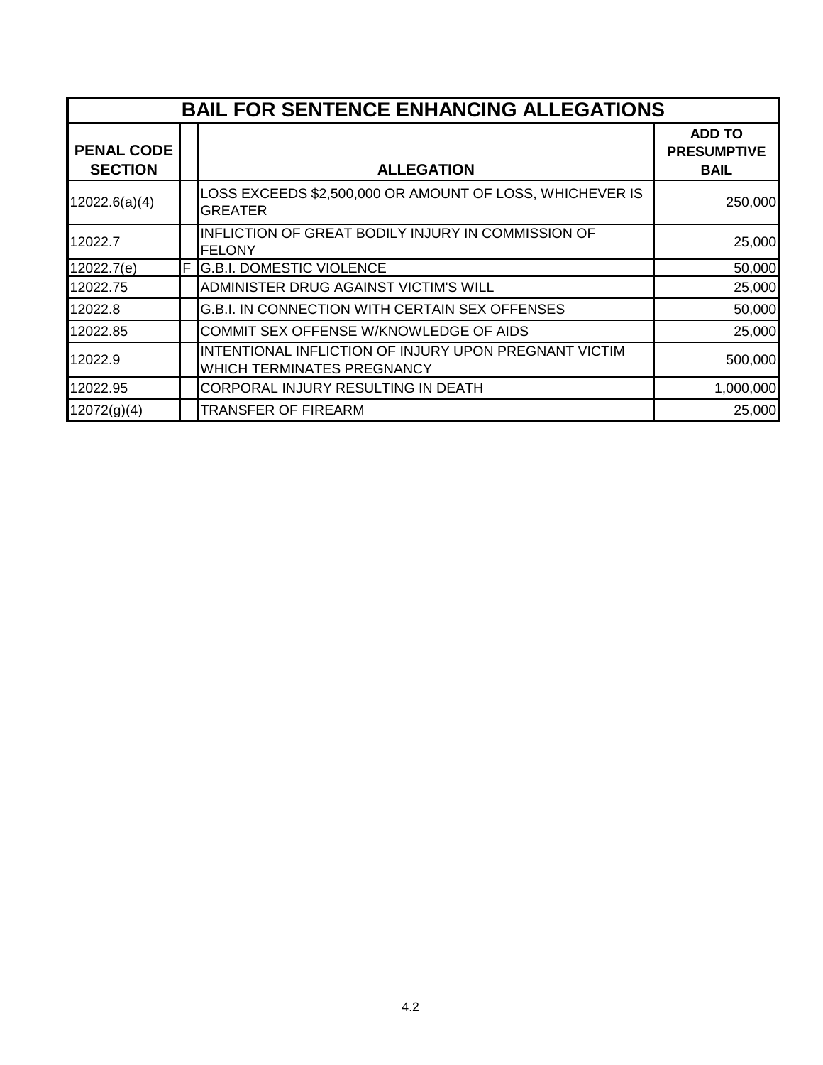| BAIL FOR SENTENCE ENHANCING ALLEGATIONS | | | |
|---|---|---|---|
| **PENAL CODE SECTION** | | **ALLEGATION** | **ADD TO PRESUMPTIVE BAIL** |
| 12022.6(a)(4) | | LOSS EXCEEDS $2,500,000 OR AMOUNT OF LOSS, WHICHEVER IS GREATER | 250,000 |
| 12022.7 | | INFLICTION OF GREAT BODILY INJURY IN COMMISSION OF FELONY | 25,000 |
| 12022.7(e) | F | G.B.I. DOMESTIC VIOLENCE | 50,000 |
| 12022.75 | | ADMINISTER DRUG AGAINST VICTIM'S WILL | 25,000 |
| 12022.8 | | G.B.I. IN CONNECTION WITH CERTAIN SEX OFFENSES | 50,000 |
| 12022.85 | | COMMIT SEX OFFENSE W/KNOWLEDGE OF AIDS | 25,000 |
| 12022.9 | | INTENTIONAL INFLICTION OF INJURY UPON PREGNANT VICTIM WHICH TERMINATES PREGNANCY | 500,000 |
| 12022.95 | | CORPORAL INJURY RESULTING IN DEATH | 1,000,000 |
| 12072(g)(4) | | TRANSFER OF FIREARM | 25,000 |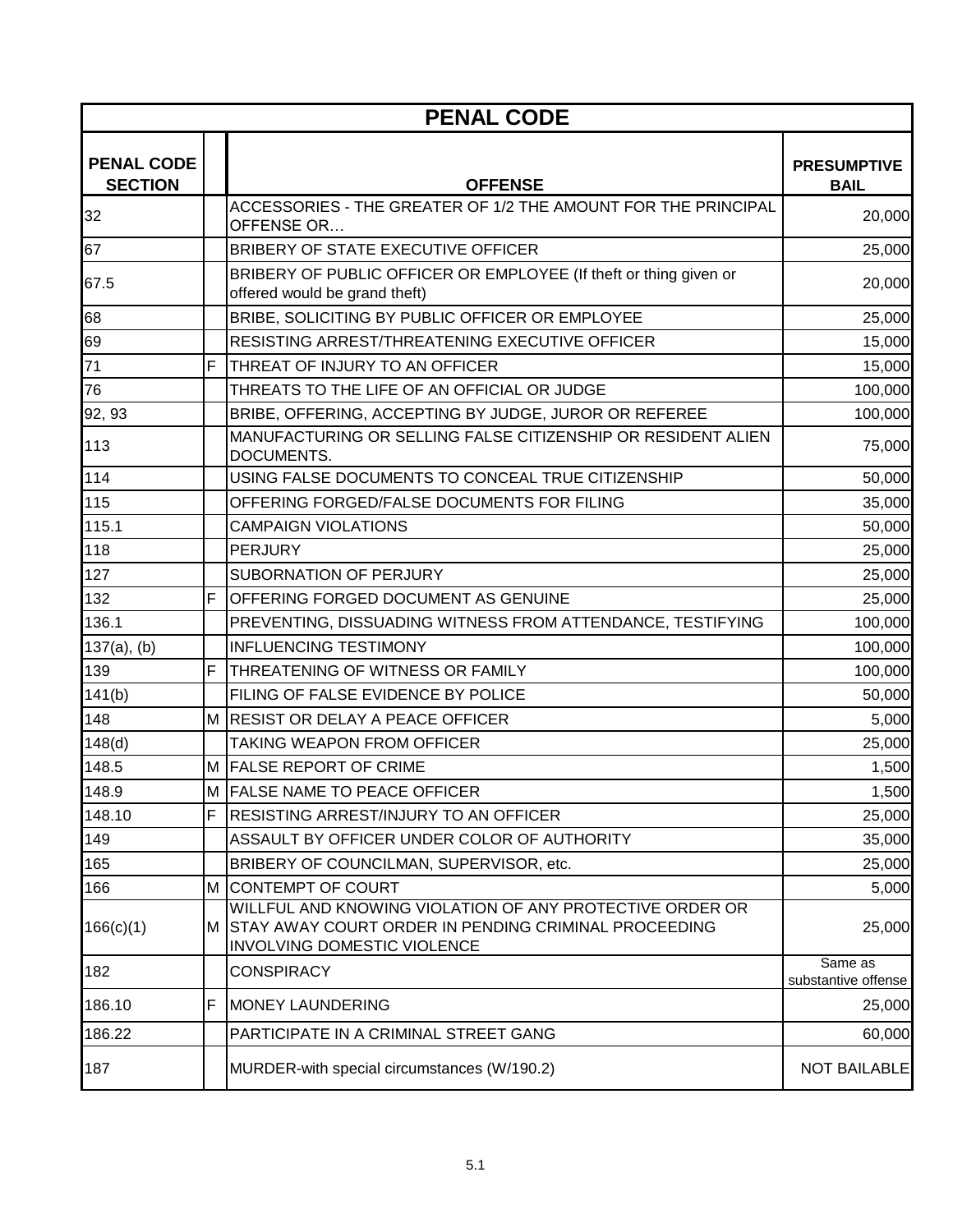| PENAL CODE | | | |
|---|---|---|---|
| **PENAL CODE SECTION** | | **OFFENSE** | **PRESUMPTIVE BAIL** |
| 32 | | ACCESSORIES - THE GREATER OF 1/2 THE AMOUNT FOR THE PRINCIPAL OFFENSE OR… | 20,000 |
| 67 | | BRIBERY OF STATE EXECUTIVE OFFICER | 25,000 |
| 67.5 | | BRIBERY OF PUBLIC OFFICER OR EMPLOYEE (If theft or thing given or offered would be grand theft) | 20,000 |
| 68 | | BRIBE, SOLICITING BY PUBLIC OFFICER OR EMPLOYEE | 25,000 |
| 69 | | RESISTING ARREST/THREATENING EXECUTIVE OFFICER | 15,000 |
| 71 | F | THREAT OF INJURY TO AN OFFICER | 15,000 |
| 76 | | THREATS TO THE LIFE OF AN OFFICIAL OR JUDGE | 100,000 |
| 92, 93 | | BRIBE, OFFERING, ACCEPTING BY JUDGE, JUROR OR REFEREE | 100,000 |
| 113 | | MANUFACTURING OR SELLING FALSE CITIZENSHIP OR RESIDENT ALIEN DOCUMENTS. | 75,000 |
| 114 | | USING FALSE DOCUMENTS TO CONCEAL TRUE CITIZENSHIP | 50,000 |
| 115 | | OFFERING FORGED/FALSE DOCUMENTS FOR FILING | 35,000 |
| 115.1 | | CAMPAIGN VIOLATIONS | 50,000 |
| 118 | | PERJURY | 25,000 |
| 127 | | SUBORNATION OF PERJURY | 25,000 |
| 132 | F | OFFERING FORGED DOCUMENT AS GENUINE | 25,000 |
| 136.1 | | PREVENTING, DISSUADING WITNESS FROM ATTENDANCE, TESTIFYING | 100,000 |
| 137(a), (b) | | INFLUENCING TESTIMONY | 100,000 |
| 139 | F | THREATENING OF WITNESS OR FAMILY | 100,000 |
| 141(b) | | FILING OF FALSE EVIDENCE BY POLICE | 50,000 |
| 148 | M | RESIST OR DELAY A PEACE OFFICER | 5,000 |
| 148(d) | | TAKING WEAPON FROM OFFICER | 25,000 |
| 148.5 | M | FALSE REPORT OF CRIME | 1,500 |
| 148.9 | M | FALSE NAME TO PEACE OFFICER | 1,500 |
| 148.10 | F | RESISTING ARREST/INJURY TO AN OFFICER | 25,000 |
| 149 | | ASSAULT BY OFFICER UNDER COLOR OF AUTHORITY | 35,000 |
| 165 | | BRIBERY OF COUNCILMAN, SUPERVISOR, etc. | 25,000 |
| 166 | M | CONTEMPT OF COURT | 5,000 |
| 166(c)(1) | M | WILLFUL AND KNOWING VIOLATION OF ANY PROTECTIVE ORDER OR STAY AWAY COURT ORDER IN PENDING CRIMINAL PROCEEDING INVOLVING DOMESTIC VIOLENCE | 25,000 |
| 182 | | CONSPIRACY | Same as substantive offense |
| 186.10 | F | MONEY LAUNDERING | 25,000 |
| 186.22 | | PARTICIPATE IN A CRIMINAL STREET GANG | 60,000 |
| 187 | | MURDER-with special circumstances (W/190.2) | NOT BAILABLE |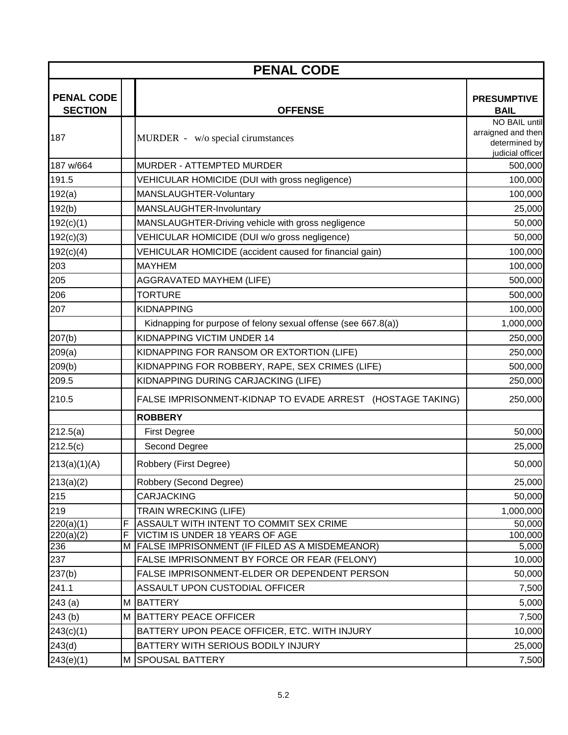| PENAL CODE | | | |
|---|---|---|---|
| **PENAL CODE SECTION** | | **OFFENSE** | **PRESUMPTIVE BAIL** |
| 187 | | MURDER - w/o special cirumstances | NO BAIL until arraigned and then determined by judicial officer |
| 187 w/664 | | MURDER - ATTEMPTED MURDER | 500,000 |
| 191.5 | | VEHICULAR HOMICIDE (DUI with gross negligence) | 100,000 |
| 192(a) | | MANSLAUGHTER-Voluntary | 100,000 |
| 192(b) | | MANSLAUGHTER-Involuntary | 25,000 |
| 192(c)(1) | | MANSLAUGHTER-Driving vehicle with gross negligence | 50,000 |
| 192(c)(3) | | VEHICULAR HOMICIDE (DUI w/o gross negligence) | 50,000 |
| 192(c)(4) | | VEHICULAR HOMICIDE (accident caused for financial gain) | 100,000 |
| 203 | | MAYHEM | 100,000 |
| 205 | | AGGRAVATED MAYHEM (LIFE) | 500,000 |
| 206 | | TORTURE | 500,000 |
| 207 | | KIDNAPPING | 100,000 |
| | | Kidnapping for purpose of felony sexual offense (see 667.8(a)) | 1,000,000 |
| 207(b) | | KIDNAPPING VICTIM UNDER 14 | 250,000 |
| 209(a) | | KIDNAPPING FOR RANSOM OR EXTORTION (LIFE) | 250,000 |
| 209(b) | | KIDNAPPING FOR ROBBERY, RAPE, SEX CRIMES (LIFE) | 500,000 |
| 209.5 | | KIDNAPPING DURING CARJACKING (LIFE) | 250,000 |
| 210.5 | | FALSE IMPRISONMENT-KIDNAP TO EVADE ARREST (HOSTAGE TAKING) | 250,000 |
| | | **ROBBERY** | |
| 212.5(a) | | First Degree | 50,000 |
| 212.5(c) | | Second Degree | 25,000 |
| 213(a)(1)(A) | | Robbery (First Degree) | 50,000 |
| 213(a)(2) | | Robbery (Second Degree) | 25,000 |
| 215 | | CARJACKING | 50,000 |
| 219 | | TRAIN WRECKING (LIFE) | 1,000,000 |
| 220(a)(1) | F | ASSAULT WITH INTENT TO COMMIT SEX CRIME | 50,000 |
| 220(a)(2) | F | VICTIM IS UNDER 18 YEARS OF AGE | 100,000 |
| 236 | M | FALSE IMPRISONMENT (IF FILED AS A MISDEMEANOR) | 5,000 |
| 237 | | FALSE IMPRISONMENT BY FORCE OR FEAR (FELONY) | 10,000 |
| 237(b) | | FALSE IMPRISONMENT-ELDER OR DEPENDENT PERSON | 50,000 |
| 241.1 | | ASSAULT UPON CUSTODIAL OFFICER | 7,500 |
| 243 (a) | M | BATTERY | 5,000 |
| 243 (b) | M | BATTERY PEACE OFFICER | 7,500 |
| 243(c)(1) | | BATTERY UPON PEACE OFFICER, ETC. WITH INJURY | 10,000 |
| 243(d) | | BATTERY WITH SERIOUS BODILY INJURY | 25,000 |
| 243(e)(1) | M | SPOUSAL BATTERY | 7,500 |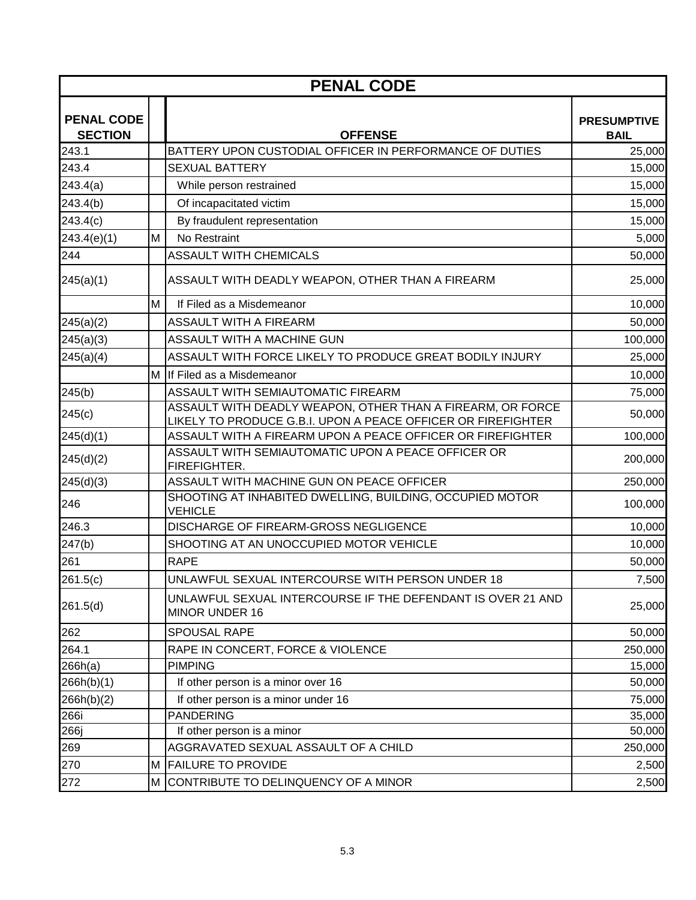# PENAL CODE

| PENAL CODE SECTION | | OFFENSE | PRESUMPTIVE BAIL |
|---|---|---|---|
| 243.1 | | BATTERY UPON CUSTODIAL OFFICER IN PERFORMANCE OF DUTIES | 25,000 |
| 243.4 | | SEXUAL BATTERY | 15,000 |
| 243.4(a) | | While person restrained | 15,000 |
| 243.4(b) | | Of incapacitated victim | 15,000 |
| 243.4(c) | | By fraudulent representation | 15,000 |
| 243.4(e)(1) | M | No Restraint | 5,000 |
| 244 | | ASSAULT WITH CHEMICALS | 50,000 |
| 245(a)(1) | | ASSAULT WITH DEADLY WEAPON, OTHER THAN A FIREARM | 25,000 |
| | M | If Filed as a Misdemeanor | 10,000 |
| 245(a)(2) | | ASSAULT WITH A FIREARM | 50,000 |
| 245(a)(3) | | ASSAULT WITH A MACHINE GUN | 100,000 |
| 245(a)(4) | | ASSAULT WITH FORCE LIKELY TO PRODUCE GREAT BODILY INJURY | 25,000 |
| | M | If Filed as a Misdemeanor | 10,000 |
| 245(b) | | ASSAULT WITH SEMIAUTOMATIC FIREARM | 75,000 |
| 245(c) | | ASSAULT WITH DEADLY WEAPON, OTHER THAN A FIREARM, OR FORCE LIKELY TO PRODUCE G.B.I. UPON A PEACE OFFICER OR FIREFIGHTER | 50,000 |
| 245(d)(1) | | ASSAULT WITH A FIREARM UPON A PEACE OFFICER OR FIREFIGHTER | 100,000 |
| 245(d)(2) | | ASSAULT WITH SEMIAUTOMATIC UPON A PEACE OFFICER OR FIREFIGHTER. | 200,000 |
| 245(d)(3) | | ASSAULT WITH MACHINE GUN ON PEACE OFFICER | 250,000 |
| 246 | | SHOOTING AT INHABITED DWELLING, BUILDING, OCCUPIED MOTOR VEHICLE | 100,000 |
| 246.3 | | DISCHARGE OF FIREARM-GROSS NEGLIGENCE | 10,000 |
| 247(b) | | SHOOTING AT AN UNOCCUPIED MOTOR VEHICLE | 10,000 |
| 261 | | RAPE | 50,000 |
| 261.5(c) | | UNLAWFUL SEXUAL INTERCOURSE WITH PERSON UNDER 18 | 7,500 |
| 261.5(d) | | UNLAWFUL SEXUAL INTERCOURSE IF THE DEFENDANT IS OVER 21 AND MINOR UNDER 16 | 25,000 |
| 262 | | SPOUSAL RAPE | 50,000 |
| 264.1 | | RAPE IN CONCERT, FORCE & VIOLENCE | 250,000 |
| 266h(a) | | PIMPING | 15,000 |
| 266h(b)(1) | | If other person is a minor over 16 | 50,000 |
| 266h(b)(2) | | If other person is a minor under 16 | 75,000 |
| 266i | | PANDERING | 35,000 |
| 266j | | If other person is a minor | 50,000 |
| 269 | | AGGRAVATED SEXUAL ASSAULT OF A CHILD | 250,000 |
| 270 | M | FAILURE TO PROVIDE | 2,500 |
| 272 | M | CONTRIBUTE TO DELINQUENCY OF A MINOR | 2,500 |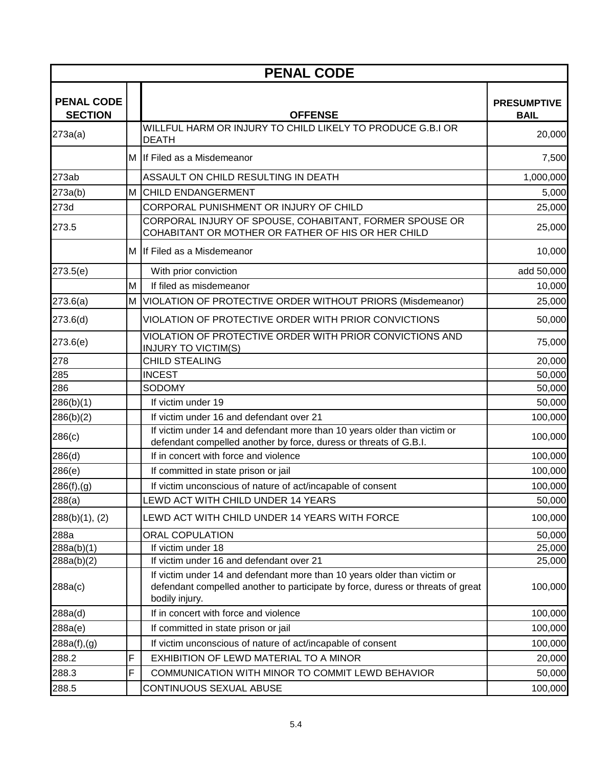| PENAL CODE | | | |
|---|---|---|---|
| **PENAL CODE SECTION** | | **OFFENSE** | **PRESUMPTIVE BAIL** |
| 273a(a) | | WILLFUL HARM OR INJURY TO CHILD LIKELY TO PRODUCE G.B.I OR DEATH | 20,000 |
| | M | If Filed as a Misdemeanor | 7,500 |
| 273ab | | ASSAULT ON CHILD RESULTING IN DEATH | 1,000,000 |
| 273a(b) | M | CHILD ENDANGERMENT | 5,000 |
| 273d | | CORPORAL PUNISHMENT OR INJURY OF CHILD | 25,000 |
| 273.5 | | CORPORAL INJURY OF SPOUSE, COHABITANT, FORMER SPOUSE OR COHABITANT OR MOTHER OR FATHER OF HIS OR HER CHILD | 25,000 |
| | M | If Filed as a Misdemeanor | 10,000 |
| 273.5(e) | | With prior conviction | add 50,000 |
| | M | If filed as misdemeanor | 10,000 |
| 273.6(a) | M | VIOLATION OF PROTECTIVE ORDER WITHOUT PRIORS (Misdemeanor) | 25,000 |
| 273.6(d) | | VIOLATION OF PROTECTIVE ORDER WITH PRIOR CONVICTIONS | 50,000 |
| 273.6(e) | | VIOLATION OF PROTECTIVE ORDER WITH PRIOR CONVICTIONS AND INJURY TO VICTIM(S) | 75,000 |
| 278 | | CHILD STEALING | 20,000 |
| 285 | | INCEST | 50,000 |
| 286 | | SODOMY | 50,000 |
| 286(b)(1) | | If victim under 19 | 50,000 |
| 286(b)(2) | | If victim under 16 and defendant over 21 | 100,000 |
| 286(c) | | If victim under 14 and defendant more than 10 years older than victim or defendant compelled another by force, duress or threats of G.B.I. | 100,000 |
| 286(d) | | If in concert with force and violence | 100,000 |
| 286(e) | | If committed in state prison or jail | 100,000 |
| 286(f),(g) | | If victim unconscious of nature of act/incapable of consent | 100,000 |
| 288(a) | | LEWD ACT WITH CHILD UNDER 14 YEARS | 50,000 |
| 288(b)(1), (2) | | LEWD ACT WITH CHILD UNDER 14 YEARS WITH FORCE | 100,000 |
| 288a | | ORAL COPULATION | 50,000 |
| 288a(b)(1) | | If victim under 18 | 25,000 |
| 288a(b)(2) | | If victim under 16 and defendant over 21 | 25,000 |
| 288a(c) | | If victim under 14 and defendant more than 10 years older than victim or defendant compelled another to participate by force, duress or threats of great bodily injury. | 100,000 |
| 288a(d) | | If in concert with force and violence | 100,000 |
| 288a(e) | | If committed in state prison or jail | 100,000 |
| 288a(f),(g) | | If victim unconscious of nature of act/incapable of consent | 100,000 |
| 288.2 | F | EXHIBITION OF LEWD MATERIAL TO A MINOR | 20,000 |
| 288.3 | F | COMMUNICATION WITH MINOR TO COMMIT LEWD BEHAVIOR | 50,000 |
| 288.5 | | CONTINUOUS SEXUAL ABUSE | 100,000 |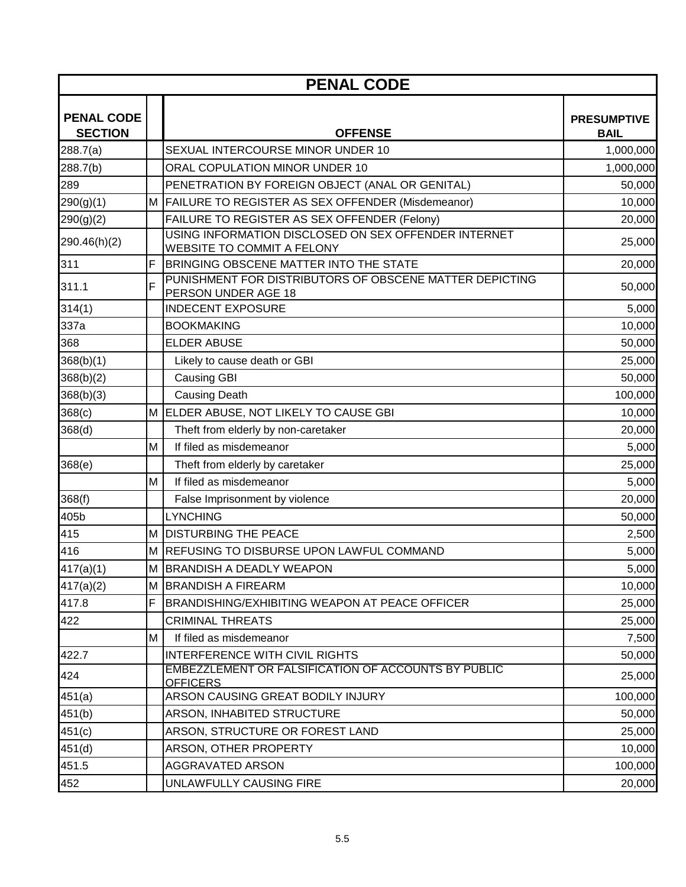| PENAL CODE | | | |
|---|---|---|---|
| **PENAL CODE SECTION** | | **OFFENSE** | **PRESUMPTIVE BAIL** |
| 288.7(a) | | SEXUAL INTERCOURSE MINOR UNDER 10 | 1,000,000 |
| 288.7(b) | | ORAL COPULATION MINOR UNDER 10 | 1,000,000 |
| 289 | | PENETRATION BY FOREIGN OBJECT (ANAL OR GENITAL) | 50,000 |
| 290(g)(1) | M | FAILURE TO REGISTER AS SEX OFFENDER (Misdemeanor) | 10,000 |
| 290(g)(2) | | FAILURE TO REGISTER AS SEX OFFENDER (Felony) | 20,000 |
| 290.46(h)(2) | | USING INFORMATION DISCLOSED ON SEX OFFENDER INTERNET WEBSITE TO COMMIT A FELONY | 25,000 |
| 311 | F | BRINGING OBSCENE MATTER INTO THE STATE | 20,000 |
| 311.1 | F | PUNISHMENT FOR DISTRIBUTORS OF OBSCENE MATTER DEPICTING PERSON UNDER AGE 18 | 50,000 |
| 314(1) | | INDECENT EXPOSURE | 5,000 |
| 337a | | BOOKMAKING | 10,000 |
| 368 | | ELDER ABUSE | 50,000 |
| 368(b)(1) | | Likely to cause death or GBI | 25,000 |
| 368(b)(2) | | Causing GBI | 50,000 |
| 368(b)(3) | | Causing Death | 100,000 |
| 368(c) | M | ELDER ABUSE, NOT LIKELY TO CAUSE GBI | 10,000 |
| 368(d) | | Theft from elderly by non-caretaker | 20,000 |
| | M | If filed as misdemeanor | 5,000 |
| 368(e) | | Theft from elderly by caretaker | 25,000 |
| | M | If filed as misdemeanor | 5,000 |
| 368(f) | | False Imprisonment by violence | 20,000 |
| 405b | | LYNCHING | 50,000 |
| 415 | M | DISTURBING THE PEACE | 2,500 |
| 416 | M | REFUSING TO DISBURSE UPON LAWFUL COMMAND | 5,000 |
| 417(a)(1) | M | BRANDISH A DEADLY WEAPON | 5,000 |
| 417(a)(2) | M | BRANDISH A FIREARM | 10,000 |
| 417.8 | F | BRANDISHING/EXHIBITING WEAPON AT PEACE OFFICER | 25,000 |
| 422 | | CRIMINAL THREATS | 25,000 |
| | M | If filed as misdemeanor | 7,500 |
| 422.7 | | INTERFERENCE WITH CIVIL RIGHTS | 50,000 |
| 424 | | EMBEZZLEMENT OR FALSIFICATION OF ACCOUNTS BY PUBLIC OFFICERS | 25,000 |
| 451(a) | | ARSON CAUSING GREAT BODILY INJURY | 100,000 |
| 451(b) | | ARSON, INHABITED STRUCTURE | 50,000 |
| 451(c) | | ARSON, STRUCTURE OR FOREST LAND | 25,000 |
| 451(d) | | ARSON, OTHER PROPERTY | 10,000 |
| 451.5 | | AGGRAVATED ARSON | 100,000 |
| 452 | | UNLAWFULLY CAUSING FIRE | 20,000 |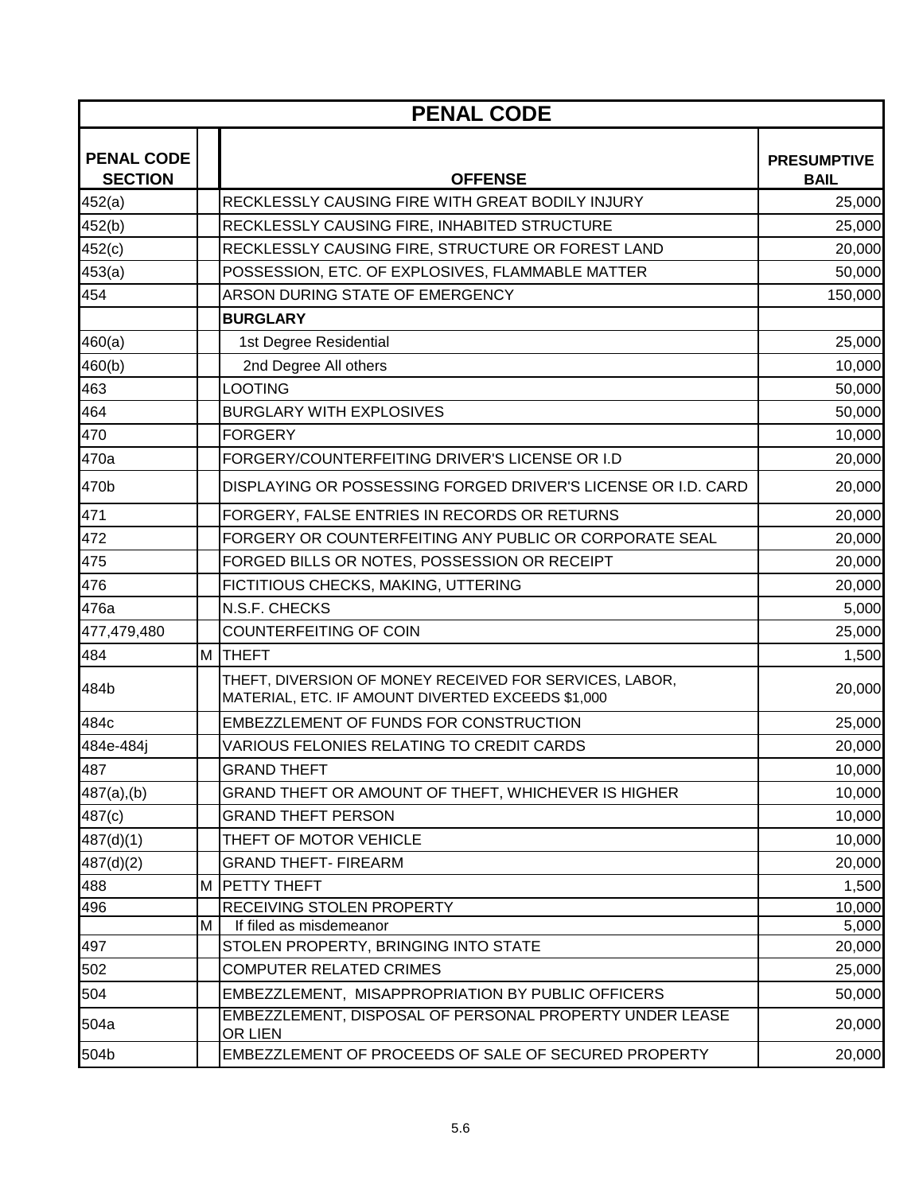| PENAL CODE | | | |
|---|---|---|---|
| **PENAL CODE SECTION** | | **OFFENSE** | **PRESUMPTIVE BAIL** |
| 452(a) | | RECKLESSLY CAUSING FIRE WITH GREAT BODILY INJURY | 25,000 |
| 452(b) | | RECKLESSLY CAUSING FIRE, INHABITED STRUCTURE | 25,000 |
| 452(c) | | RECKLESSLY CAUSING FIRE, STRUCTURE OR FOREST LAND | 20,000 |
| 453(a) | | POSSESSION, ETC. OF EXPLOSIVES, FLAMMABLE MATTER | 50,000 |
| 454 | | ARSON DURING STATE OF EMERGENCY | 150,000 |
| | | **BURGLARY** | |
| 460(a) | | 1st Degree Residential | 25,000 |
| 460(b) | | 2nd Degree All others | 10,000 |
| 463 | | LOOTING | 50,000 |
| 464 | | BURGLARY WITH EXPLOSIVES | 50,000 |
| 470 | | FORGERY | 10,000 |
| 470a | | FORGERY/COUNTERFEITING DRIVER'S LICENSE OR I.D | 20,000 |
| 470b | | DISPLAYING OR POSSESSING FORGED DRIVER'S LICENSE OR I.D. CARD | 20,000 |
| 471 | | FORGERY, FALSE ENTRIES IN RECORDS OR RETURNS | 20,000 |
| 472 | | FORGERY OR COUNTERFEITING ANY PUBLIC OR CORPORATE SEAL | 20,000 |
| 475 | | FORGED BILLS OR NOTES, POSSESSION OR RECEIPT | 20,000 |
| 476 | | FICTITIOUS CHECKS, MAKING, UTTERING | 20,000 |
| 476a | | N.S.F. CHECKS | 5,000 |
| 477,479,480 | | COUNTERFEITING OF COIN | 25,000 |
| 484 | M | THEFT | 1,500 |
| 484b | | THEFT, DIVERSION OF MONEY RECEIVED FOR SERVICES, LABOR, MATERIAL, ETC. IF AMOUNT DIVERTED EXCEEDS $1,000 | 20,000 |
| 484c | | EMBEZZLEMENT OF FUNDS FOR CONSTRUCTION | 25,000 |
| 484e-484j | | VARIOUS FELONIES RELATING TO CREDIT CARDS | 20,000 |
| 487 | | GRAND THEFT | 10,000 |
| 487(a),(b) | | GRAND THEFT OR AMOUNT OF THEFT, WHICHEVER IS HIGHER | 10,000 |
| 487(c) | | GRAND THEFT PERSON | 10,000 |
| 487(d)(1) | | THEFT OF MOTOR VEHICLE | 10,000 |
| 487(d)(2) | | GRAND THEFT- FIREARM | 20,000 |
| 488 | M | PETTY THEFT | 1,500 |
| 496 | | RECEIVING STOLEN PROPERTY | 10,000 |
| | M | If filed as misdemeanor | 5,000 |
| 497 | | STOLEN PROPERTY, BRINGING INTO STATE | 20,000 |
| 502 | | COMPUTER RELATED CRIMES | 25,000 |
| 504 | | EMBEZZLEMENT, MISAPPROPRIATION BY PUBLIC OFFICERS | 50,000 |
| 504a | | EMBEZZLEMENT, DISPOSAL OF PERSONAL PROPERTY UNDER LEASE OR LIEN | 20,000 |
| 504b | | EMBEZZLEMENT OF PROCEEDS OF SALE OF SECURED PROPERTY | 20,000 |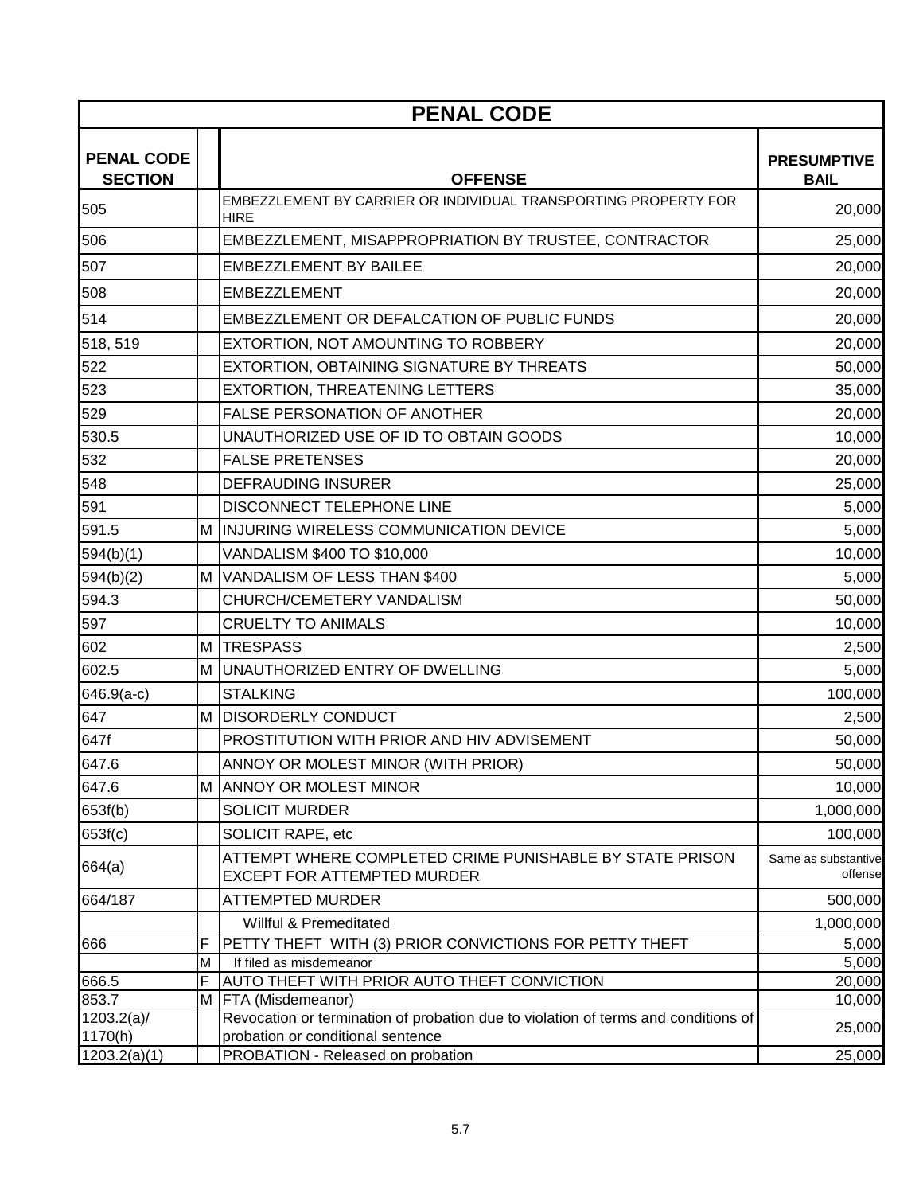| PENAL CODE | | | |
|---|---|---|---|
| **PENAL CODE SECTION** | | **OFFENSE** | **PRESUMPTIVE BAIL** |
| 505 | | EMBEZZLEMENT BY CARRIER OR INDIVIDUAL TRANSPORTING PROPERTY FOR HIRE | 20,000 |
| 506 | | EMBEZZLEMENT, MISAPPROPRIATION BY TRUSTEE, CONTRACTOR | 25,000 |
| 507 | | EMBEZZLEMENT BY BAILEE | 20,000 |
| 508 | | EMBEZZLEMENT | 20,000 |
| 514 | | EMBEZZLEMENT OR DEFALCATION OF PUBLIC FUNDS | 20,000 |
| 518, 519 | | EXTORTION, NOT AMOUNTING TO ROBBERY | 20,000 |
| 522 | | EXTORTION, OBTAINING SIGNATURE BY THREATS | 50,000 |
| 523 | | EXTORTION, THREATENING LETTERS | 35,000 |
| 529 | | FALSE PERSONATION OF ANOTHER | 20,000 |
| 530.5 | | UNAUTHORIZED USE OF ID TO OBTAIN GOODS | 10,000 |
| 532 | | FALSE PRETENSES | 20,000 |
| 548 | | DEFRAUDING INSURER | 25,000 |
| 591 | | DISCONNECT TELEPHONE LINE | 5,000 |
| 591.5 | M | INJURING WIRELESS COMMUNICATION DEVICE | 5,000 |
| 594(b)(1) | | VANDALISM $400 TO $10,000 | 10,000 |
| 594(b)(2) | M | VANDALISM OF LESS THAN $400 | 5,000 |
| 594.3 | | CHURCH/CEMETERY VANDALISM | 50,000 |
| 597 | | CRUELTY TO ANIMALS | 10,000 |
| 602 | M | TRESPASS | 2,500 |
| 602.5 | M | UNAUTHORIZED ENTRY OF DWELLING | 5,000 |
| 646.9(a-c) | | STALKING | 100,000 |
| 647 | M | DISORDERLY CONDUCT | 2,500 |
| 647f | | PROSTITUTION WITH PRIOR AND HIV ADVISEMENT | 50,000 |
| 647.6 | | ANNOY OR MOLEST MINOR (WITH PRIOR) | 50,000 |
| 647.6 | M | ANNOY OR MOLEST MINOR | 10,000 |
| 653f(b) | | SOLICIT MURDER | 1,000,000 |
| 653f(c) | | SOLICIT RAPE, etc | 100,000 |
| 664(a) | | ATTEMPT WHERE COMPLETED CRIME PUNISHABLE BY STATE PRISON EXCEPT FOR ATTEMPTED MURDER | Same as substantive offense |
| 664/187 | | ATTEMPTED MURDER | 500,000 |
| | | Willful & Premeditated | 1,000,000 |
| 666 | F | PETTY THEFT WITH (3) PRIOR CONVICTIONS FOR PETTY THEFT | 5,000 |
| | M | If filed as misdemeanor | 5,000 |
| 666.5 | F | AUTO THEFT WITH PRIOR AUTO THEFT CONVICTION | 20,000 |
| 853.7 | M | FTA (Misdemeanor) | 10,000 |
| 1203.2(a)/ 1170(h) | | Revocation or termination of probation due to violation of terms and conditions of probation or conditional sentence | 25,000 |
| 1203.2(a)(1) | | PROBATION - Released on probation | 25,000 |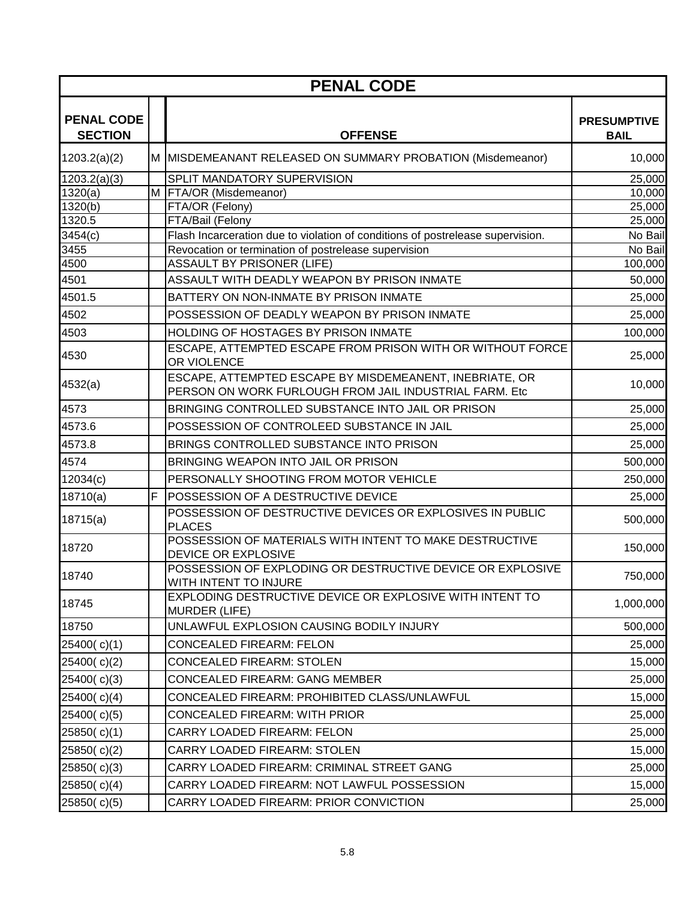| PENAL CODE | | | |
|---|---|---|---|
| **PENAL CODE SECTION** | | **OFFENSE** | **PRESUMPTIVE BAIL** |
| 1203.2(a)(2) | M | MISDEMEANANT RELEASED ON SUMMARY PROBATION (Misdemeanor) | 10,000 |
| 1203.2(a)(3) | | SPLIT MANDATORY SUPERVISION | 25,000 |
| 1320(a) | M | FTA/OR (Misdemeanor) | 10,000 |
| 1320(b) | | FTA/OR (Felony) | 25,000 |
| 1320.5 | | FTA/Bail (Felony | 25,000 |
| 3454(c) | | Flash Incarceration due to violation of conditions of postrelease supervision. | No Bail |
| 3455 | | Revocation or termination of postrelease supervision | No Bail |
| 4500 | | ASSAULT BY PRISONER (LIFE) | 100,000 |
| 4501 | | ASSAULT WITH DEADLY WEAPON BY PRISON INMATE | 50,000 |
| 4501.5 | | BATTERY ON NON-INMATE BY PRISON INMATE | 25,000 |
| 4502 | | POSSESSION OF DEADLY WEAPON BY PRISON INMATE | 25,000 |
| 4503 | | HOLDING OF HOSTAGES BY PRISON INMATE | 100,000 |
| 4530 | | ESCAPE, ATTEMPTED ESCAPE FROM PRISON WITH OR WITHOUT FORCE OR VIOLENCE | 25,000 |
| 4532(a) | | ESCAPE, ATTEMPTED ESCAPE BY MISDEMEANENT, INEBRIATE, OR PERSON ON WORK FURLOUGH FROM JAIL INDUSTRIAL FARM. Etc | 10,000 |
| 4573 | | BRINGING CONTROLLED SUBSTANCE INTO JAIL OR PRISON | 25,000 |
| 4573.6 | | POSSESSION OF CONTROLEED SUBSTANCE IN JAIL | 25,000 |
| 4573.8 | | BRINGS CONTROLLED SUBSTANCE INTO PRISON | 25,000 |
| 4574 | | BRINGING WEAPON INTO JAIL OR PRISON | 500,000 |
| 12034(c) | | PERSONALLY SHOOTING FROM MOTOR VEHICLE | 250,000 |
| 18710(a) | F | POSSESSION OF A DESTRUCTIVE DEVICE | 25,000 |
| 18715(a) | | POSSESSION OF DESTRUCTIVE DEVICES OR EXPLOSIVES IN PUBLIC PLACES | 500,000 |
| 18720 | | POSSESSION OF MATERIALS WITH INTENT TO MAKE DESTRUCTIVE DEVICE OR EXPLOSIVE | 150,000 |
| 18740 | | POSSESSION OF EXPLODING OR DESTRUCTIVE DEVICE OR EXPLOSIVE WITH INTENT TO INJURE | 750,000 |
| 18745 | | EXPLODING DESTRUCTIVE DEVICE OR EXPLOSIVE WITH INTENT TO MURDER (LIFE) | 1,000,000 |
| 18750 | | UNLAWFUL EXPLOSION CAUSING BODILY INJURY | 500,000 |
| 25400( c)(1) | | CONCEALED FIREARM: FELON | 25,000 |
| 25400( c)(2) | | CONCEALED FIREARM: STOLEN | 15,000 |
| 25400( c)(3) | | CONCEALED FIREARM: GANG MEMBER | 25,000 |
| 25400( c)(4) | | CONCEALED FIREARM: PROHIBITED CLASS/UNLAWFUL | 15,000 |
| 25400( c)(5) | | CONCEALED FIREARM: WITH PRIOR | 25,000 |
| 25850( c)(1) | | CARRY LOADED FIREARM: FELON | 25,000 |
| 25850( c)(2) | | CARRY LOADED FIREARM: STOLEN | 15,000 |
| 25850( c)(3) | | CARRY LOADED FIREARM: CRIMINAL STREET GANG | 25,000 |
| 25850( c)(4) | | CARRY LOADED FIREARM: NOT LAWFUL POSSESSION | 15,000 |
| 25850( c)(5) | | CARRY LOADED FIREARM: PRIOR CONVICTION | 25,000 |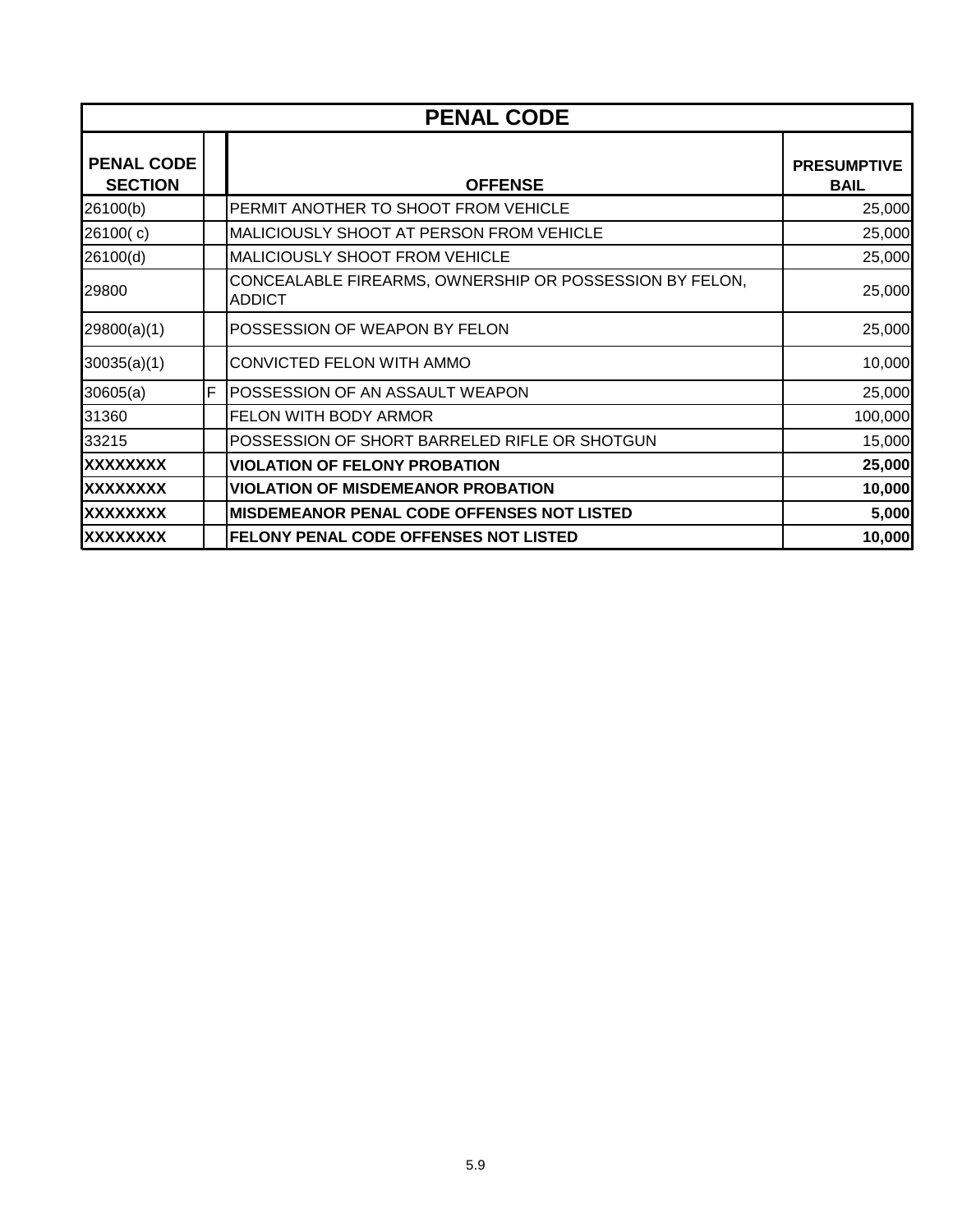| PENAL CODE | | | |
|---|---|---|---|
| **PENAL CODE SECTION** | | **OFFENSE** | **PRESUMPTIVE BAIL** |
| 26100(b) | | PERMIT ANOTHER TO SHOOT FROM VEHICLE | 25,000 |
| 26100( c) | | MALICIOUSLY SHOOT AT PERSON FROM VEHICLE | 25,000 |
| 26100(d) | | MALICIOUSLY SHOOT FROM VEHICLE | 25,000 |
| 29800 | | CONCEALABLE FIREARMS, OWNERSHIP OR POSSESSION BY FELON, ADDICT | 25,000 |
| 29800(a)(1) | | POSSESSION OF WEAPON BY FELON | 25,000 |
| 30035(a)(1) | | CONVICTED FELON WITH AMMO | 10,000 |
| 30605(a) | F | POSSESSION OF AN ASSAULT WEAPON | 25,000 |
| 31360 | | FELON WITH BODY ARMOR | 100,000 |
| 33215 | | POSSESSION OF SHORT BARRELED RIFLE OR SHOTGUN | 15,000 |
| **XXXXXXXX** | | **VIOLATION OF FELONY PROBATION** | **25,000** |
| **XXXXXXXX** | | **VIOLATION OF MISDEMEANOR PROBATION** | **10,000** |
| **XXXXXXXX** | | **MISDEMEANOR PENAL CODE OFFENSES NOT LISTED** | **5,000** |
| **XXXXXXXX** | | **FELONY PENAL CODE OFFENSES NOT LISTED** | **10,000** |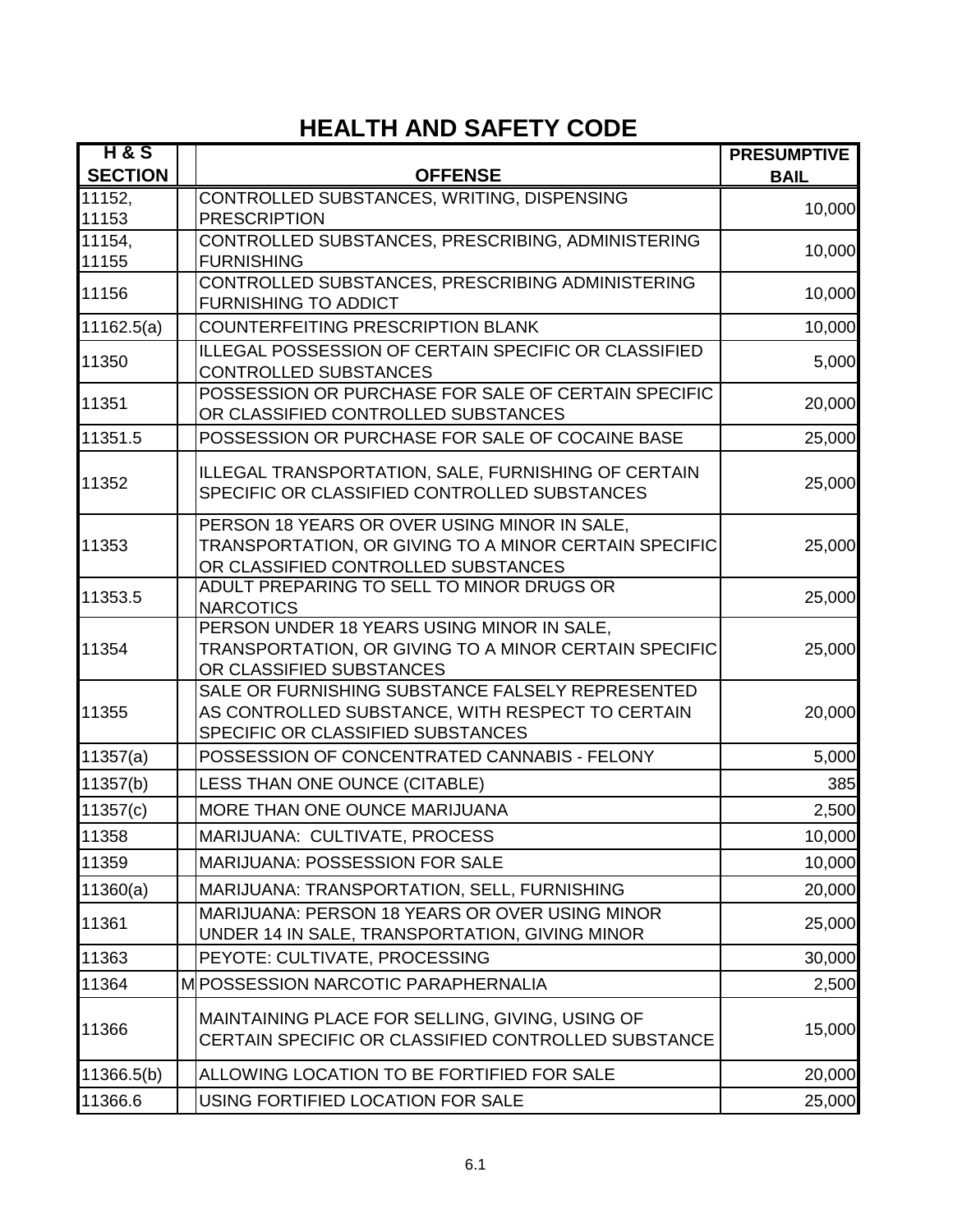# HEALTH AND SAFETY CODE

| H & S SECTION | | OFFENSE | PRESUMPTIVE BAIL |
|---|---|---|---|
| 11152, 11153 | | CONTROLLED SUBSTANCES, WRITING, DISPENSING PRESCRIPTION | 10,000 |
| 11154, 11155 | | CONTROLLED SUBSTANCES, PRESCRIBING, ADMINISTERING FURNISHING | 10,000 |
| 11156 | | CONTROLLED SUBSTANCES, PRESCRIBING ADMINISTERING FURNISHING TO ADDICT | 10,000 |
| 11162.5(a) | | COUNTERFEITING PRESCRIPTION BLANK | 10,000 |
| 11350 | | ILLEGAL POSSESSION OF CERTAIN SPECIFIC OR CLASSIFIED CONTROLLED SUBSTANCES | 5,000 |
| 11351 | | POSSESSION OR PURCHASE FOR SALE OF CERTAIN SPECIFIC OR CLASSIFIED CONTROLLED SUBSTANCES | 20,000 |
| 11351.5 | | POSSESSION OR PURCHASE FOR SALE OF COCAINE BASE | 25,000 |
| 11352 | | ILLEGAL TRANSPORTATION, SALE, FURNISHING OF CERTAIN SPECIFIC OR CLASSIFIED CONTROLLED SUBSTANCES | 25,000 |
| 11353 | | PERSON 18 YEARS OR OVER USING MINOR IN SALE, TRANSPORTATION, OR GIVING TO A MINOR CERTAIN SPECIFIC OR CLASSIFIED CONTROLLED SUBSTANCES | 25,000 |
| 11353.5 | | ADULT PREPARING TO SELL TO MINOR DRUGS OR NARCOTICS | 25,000 |
| 11354 | | PERSON UNDER 18 YEARS USING MINOR IN SALE, TRANSPORTATION, OR GIVING TO A MINOR CERTAIN SPECIFIC OR CLASSIFIED SUBSTANCES | 25,000 |
| 11355 | | SALE OR FURNISHING SUBSTANCE FALSELY REPRESENTED AS CONTROLLED SUBSTANCE, WITH RESPECT TO CERTAIN SPECIFIC OR CLASSIFIED SUBSTANCES | 20,000 |
| 11357(a) | | POSSESSION OF CONCENTRATED CANNABIS - FELONY | 5,000 |
| 11357(b) | | LESS THAN ONE OUNCE (CITABLE) | 385 |
| 11357(c) | | MORE THAN ONE OUNCE MARIJUANA | 2,500 |
| 11358 | | MARIJUANA: CULTIVATE, PROCESS | 10,000 |
| 11359 | | MARIJUANA: POSSESSION FOR SALE | 10,000 |
| 11360(a) | | MARIJUANA: TRANSPORTATION, SELL, FURNISHING | 20,000 |
| 11361 | | MARIJUANA: PERSON 18 YEARS OR OVER USING MINOR UNDER 14 IN SALE, TRANSPORTATION, GIVING MINOR | 25,000 |
| 11363 | | PEYOTE: CULTIVATE, PROCESSING | 30,000 |
| 11364 | M | POSSESSION NARCOTIC PARAPHERNALIA | 2,500 |
| 11366 | | MAINTAINING PLACE FOR SELLING, GIVING, USING OF CERTAIN SPECIFIC OR CLASSIFIED CONTROLLED SUBSTANCE | 15,000 |
| 11366.5(b) | | ALLOWING LOCATION TO BE FORTIFIED FOR SALE | 20,000 |
| 11366.6 | | USING FORTIFIED LOCATION FOR SALE | 25,000 |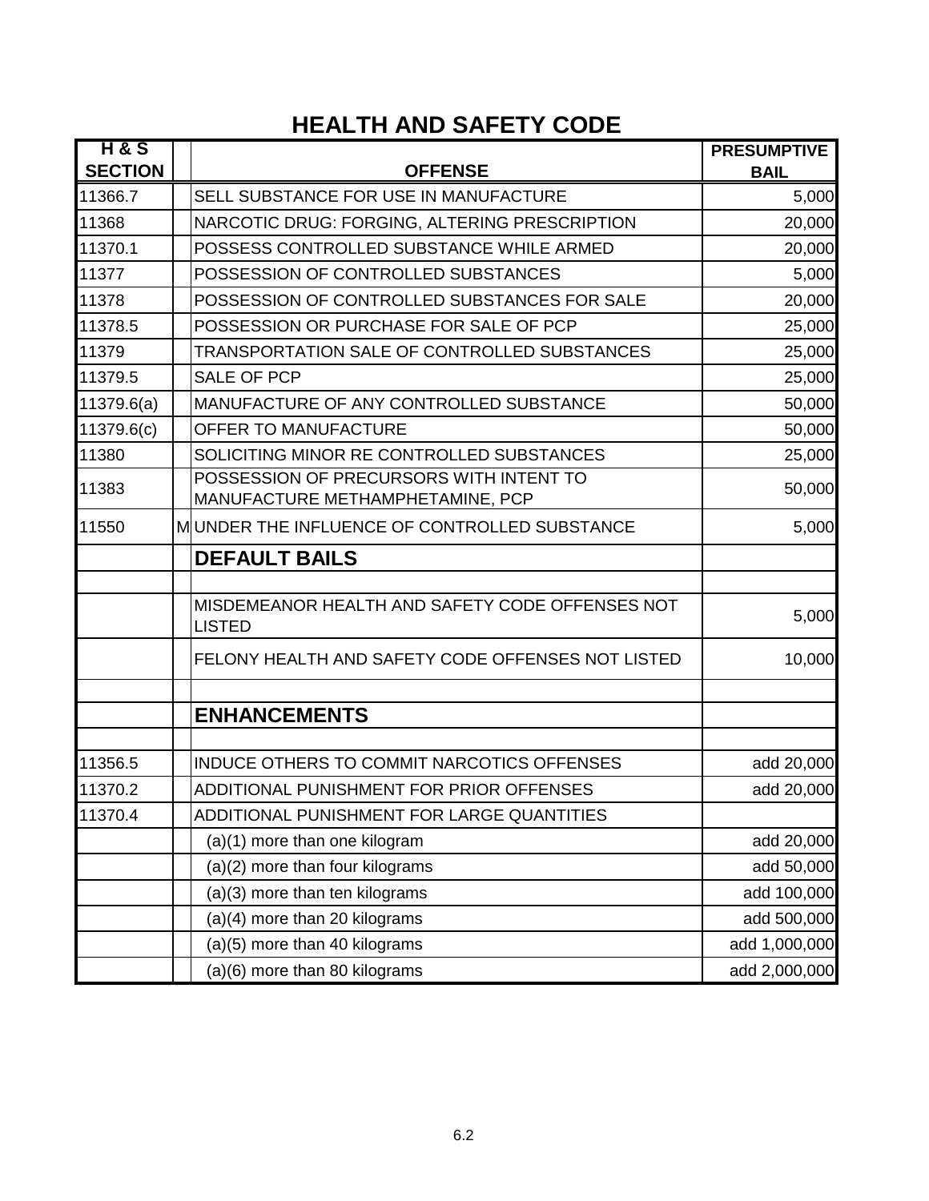# HEALTH AND SAFETY CODE

| H & S SECTION | | OFFENSE | PRESUMPTIVE BAIL |
|---|---|---|---|
| 11366.7 | | SELL SUBSTANCE FOR USE IN MANUFACTURE | 5,000 |
| 11368 | | NARCOTIC DRUG: FORGING, ALTERING PRESCRIPTION | 20,000 |
| 11370.1 | | POSSESS CONTROLLED SUBSTANCE WHILE ARMED | 20,000 |
| 11377 | | POSSESSION OF CONTROLLED SUBSTANCES | 5,000 |
| 11378 | | POSSESSION OF CONTROLLED SUBSTANCES FOR SALE | 20,000 |
| 11378.5 | | POSSESSION OR PURCHASE FOR SALE OF PCP | 25,000 |
| 11379 | | TRANSPORTATION SALE OF CONTROLLED SUBSTANCES | 25,000 |
| 11379.5 | | SALE OF PCP | 25,000 |
| 11379.6(a) | | MANUFACTURE OF ANY CONTROLLED SUBSTANCE | 50,000 |
| 11379.6(c) | | OFFER TO MANUFACTURE | 50,000 |
| 11380 | | SOLICITING MINOR RE CONTROLLED SUBSTANCES | 25,000 |
| 11383 | | POSSESSION OF PRECURSORS WITH INTENT TO MANUFACTURE METHAMPHETAMINE, PCP | 50,000 |
| 11550 | M | UNDER THE INFLUENCE OF CONTROLLED SUBSTANCE | 5,000 |
| | | **DEFAULT BAILS** | |
| | | | |
| | | MISDEMEANOR HEALTH AND SAFETY CODE OFFENSES NOT LISTED | 5,000 |
| | | FELONY HEALTH AND SAFETY CODE OFFENSES NOT LISTED | 10,000 |
| | | | |
| | | **ENHANCEMENTS** | |
| | | | |
| 11356.5 | | INDUCE OTHERS TO COMMIT NARCOTICS OFFENSES | add 20,000 |
| 11370.2 | | ADDITIONAL PUNISHMENT FOR PRIOR OFFENSES | add 20,000 |
| 11370.4 | | ADDITIONAL PUNISHMENT FOR LARGE QUANTITIES | |
| | | (a)(1) more than one kilogram | add 20,000 |
| | | (a)(2) more than four kilograms | add 50,000 |
| | | (a)(3) more than ten kilograms | add 100,000 |
| | | (a)(4) more than 20 kilograms | add 500,000 |
| | | (a)(5) more than 40 kilograms | add 1,000,000 |
| | | (a)(6) more than 80 kilograms | add 2,000,000 |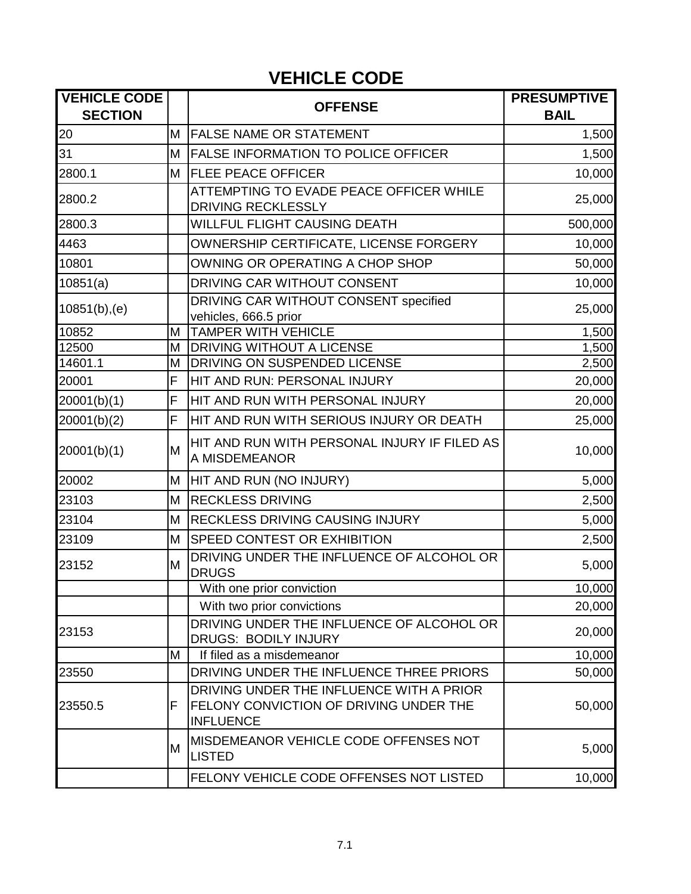# VEHICLE CODE

| VEHICLE CODE SECTION | | OFFENSE | PRESUMPTIVE BAIL |
|---|---|---|---|
| 20 | M | FALSE NAME OR STATEMENT | 1,500 |
| 31 | M | FALSE INFORMATION TO POLICE OFFICER | 1,500 |
| 2800.1 | M | FLEE PEACE OFFICER | 10,000 |
| 2800.2 | | ATTEMPTING TO EVADE PEACE OFFICER WHILE DRIVING RECKLESSLY | 25,000 |
| 2800.3 | | WILLFUL FLIGHT CAUSING DEATH | 500,000 |
| 4463 | | OWNERSHIP CERTIFICATE, LICENSE FORGERY | 10,000 |
| 10801 | | OWNING OR OPERATING A CHOP SHOP | 50,000 |
| 10851(a) | | DRIVING CAR WITHOUT CONSENT | 10,000 |
| 10851(b),(e) | | DRIVING CAR WITHOUT CONSENT specified vehicles, 666.5 prior | 25,000 |
| 10852 | M | TAMPER WITH VEHICLE | 1,500 |
| 12500 | M | DRIVING WITHOUT A LICENSE | 1,500 |
| 14601.1 | M | DRIVING ON SUSPENDED LICENSE | 2,500 |
| 20001 | F | HIT AND RUN: PERSONAL INJURY | 20,000 |
| 20001(b)(1) | F | HIT AND RUN WITH PERSONAL INJURY | 20,000 |
| 20001(b)(2) | F | HIT AND RUN WITH SERIOUS INJURY OR DEATH | 25,000 |
| 20001(b)(1) | M | HIT AND RUN WITH PERSONAL INJURY IF FILED AS A MISDEMEANOR | 10,000 |
| 20002 | M | HIT AND RUN (NO INJURY) | 5,000 |
| 23103 | M | RECKLESS DRIVING | 2,500 |
| 23104 | M | RECKLESS DRIVING CAUSING INJURY | 5,000 |
| 23109 | M | SPEED CONTEST OR EXHIBITION | 2,500 |
| 23152 | M | DRIVING UNDER THE INFLUENCE OF ALCOHOL OR DRUGS | 5,000 |
| | | With one prior conviction | 10,000 |
| | | With two prior convictions | 20,000 |
| 23153 | | DRIVING UNDER THE INFLUENCE OF ALCOHOL OR DRUGS: BODILY INJURY | 20,000 |
| | M | If filed as a misdemeanor | 10,000 |
| 23550 | | DRIVING UNDER THE INFLUENCE THREE PRIORS | 50,000 |
| 23550.5 | F | DRIVING UNDER THE INFLUENCE WITH A PRIOR FELONY CONVICTION OF DRIVING UNDER THE INFLUENCE | 50,000 |
| | M | MISDEMEANOR VEHICLE CODE OFFENSES NOT LISTED | 5,000 |
| | | FELONY VEHICLE CODE OFFENSES NOT LISTED | 10,000 |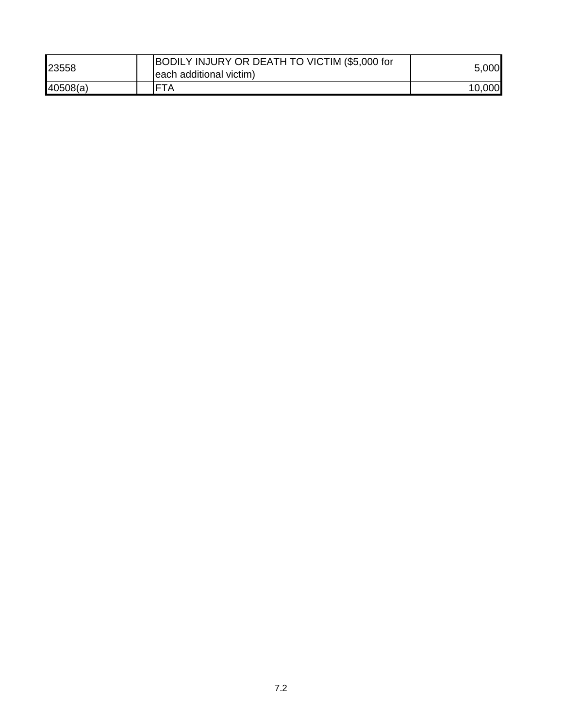| | | | |
|---|---|---|---|
| 23558 | | BODILY INJURY OR DEATH TO VICTIM ($5,000 for each additional victim) | 5,000 |
| 40508(a) | | FTA | 10,000 |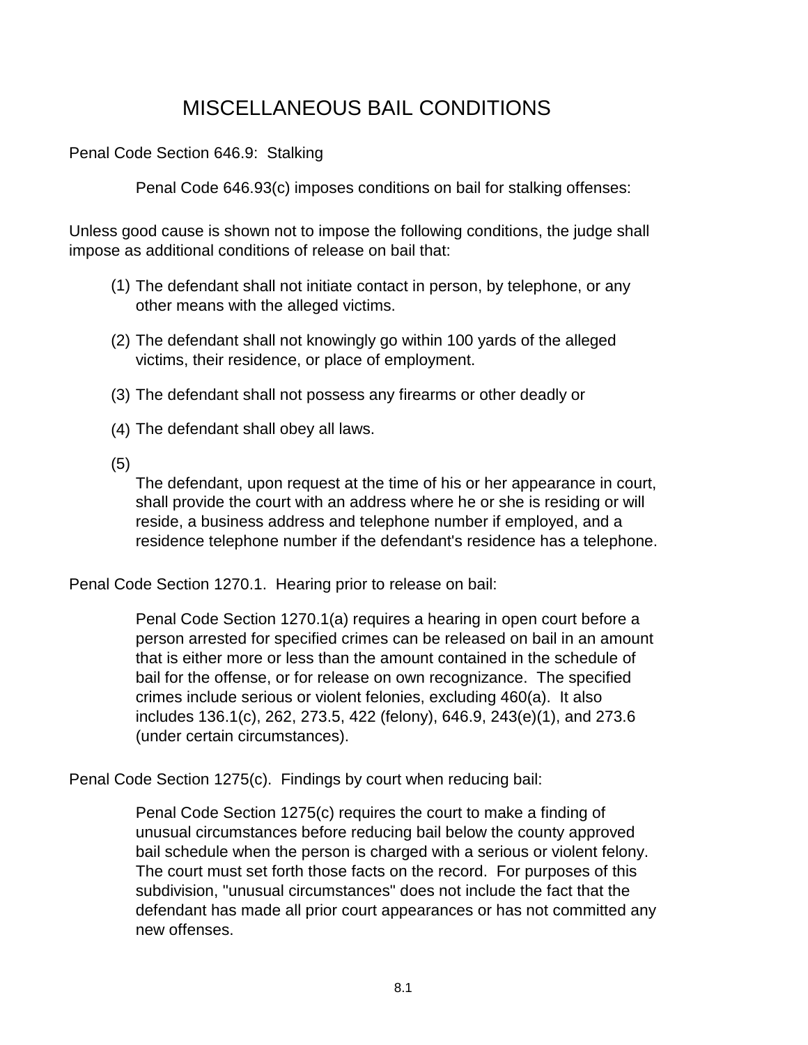# MISCELLANEOUS BAIL CONDITIONS

Penal Code Section 646.9: Stalking

Penal Code 646.93(c) imposes conditions on bail for stalking offenses:

Unless good cause is shown not to impose the following conditions, the judge shall impose as additional conditions of release on bail that:

(1) The defendant shall not initiate contact in person, by telephone, or any other means with the alleged victims.

(2) The defendant shall not knowingly go within 100 yards of the alleged victims, their residence, or place of employment.

(3) The defendant shall not possess any firearms or other deadly or

(4) The defendant shall obey all laws.

(5) The defendant, upon request at the time of his or her appearance in court, shall provide the court with an address where he or she is residing or will reside, a business address and telephone number if employed, and a residence telephone number if the defendant's residence has a telephone.

Penal Code Section 1270.1. Hearing prior to release on bail:

Penal Code Section 1270.1(a) requires a hearing in open court before a person arrested for specified crimes can be released on bail in an amount that is either more or less than the amount contained in the schedule of bail for the offense, or for release on own recognizance. The specified crimes include serious or violent felonies, excluding 460(a). It also includes 136.1(c), 262, 273.5, 422 (felony), 646.9, 243(e)(1), and 273.6 (under certain circumstances).

Penal Code Section 1275(c). Findings by court when reducing bail:

Penal Code Section 1275(c) requires the court to make a finding of unusual circumstances before reducing bail below the county approved bail schedule when the person is charged with a serious or violent felony. The court must set forth those facts on the record. For purposes of this subdivision, "unusual circumstances" does not include the fact that the defendant has made all prior court appearances or has not committed any new offenses.